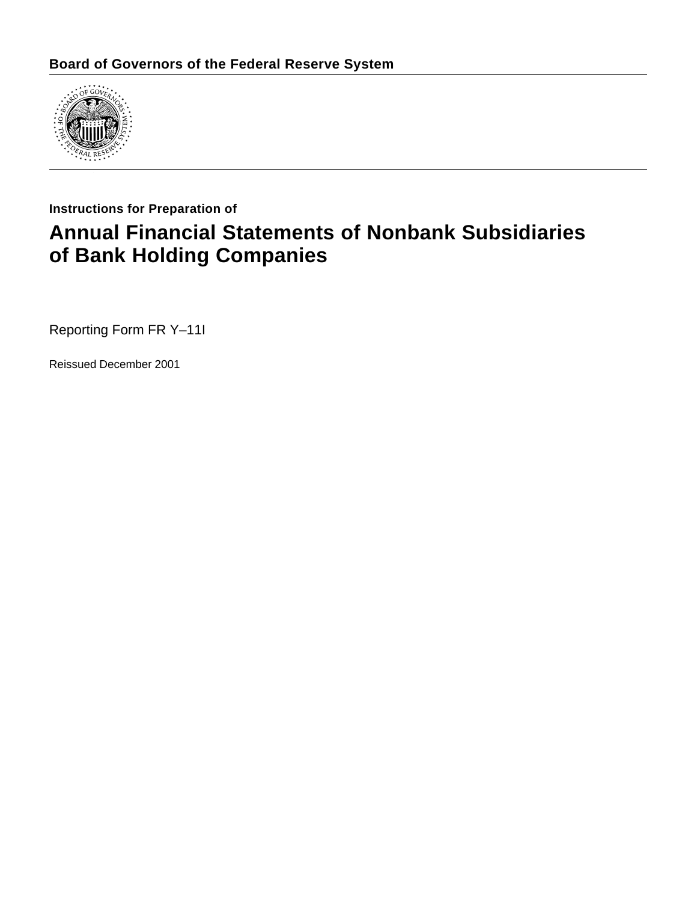**Board of Governors of the Federal Reserve System**

**Instructions for Preparation of**

# Annual Financial Statements of Nonbank Subsidiaries of Bank Holding Companies

Reporting Form FR Y–11I

Reissued December 2001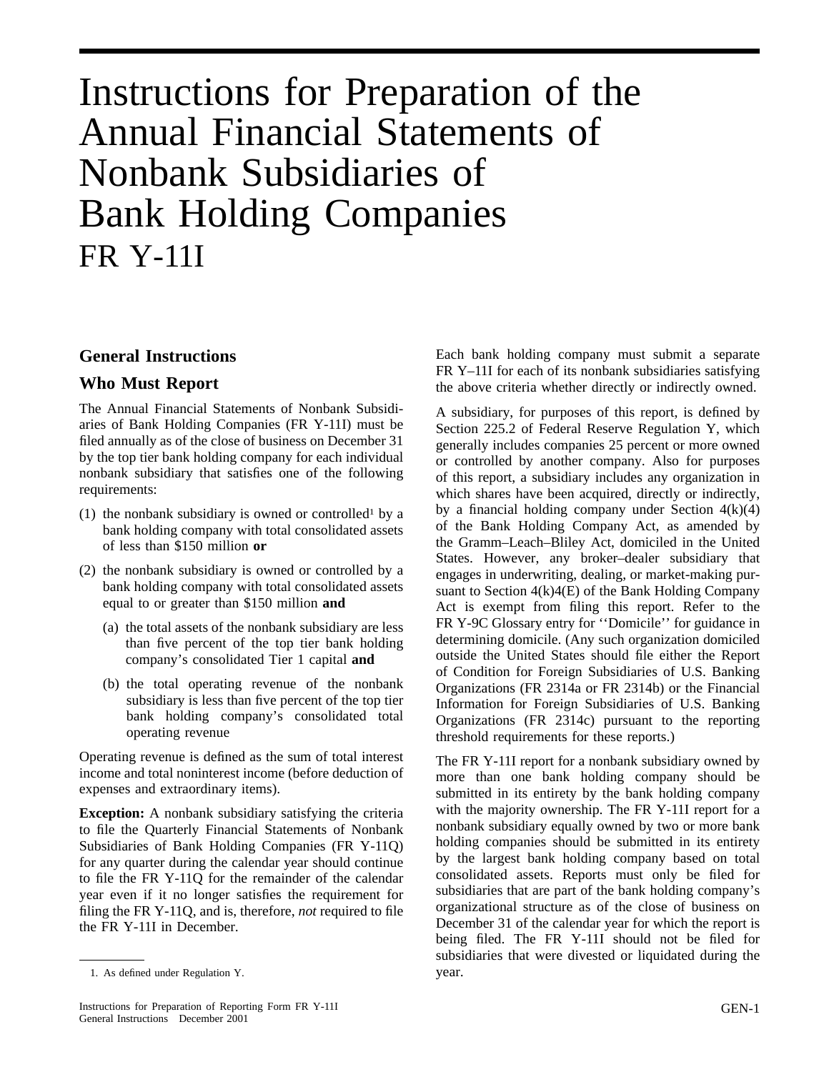# Instructions for Preparation of the Annual Financial Statements of Nonbank Subsidiaries of Bank Holding Companies FR Y-11I

## General Instructions

### Who Must Report

The Annual Financial Statements of Nonbank Subsidiaries of Bank Holding Companies (FR Y-11I) must be filed annually as of the close of business on December 31 by the top tier bank holding company for each individual nonbank subsidiary that satisfies one of the following requirements:

(1) the nonbank subsidiary is owned or controlled[1] by a bank holding company with total consolidated assets of less than $150 million **or**

(2) the nonbank subsidiary is owned or controlled by a bank holding company with total consolidated assets equal to or greater than $150 million **and**

  (a) the total assets of the nonbank subsidiary are less than five percent of the top tier bank holding company's consolidated Tier 1 capital **and**

  (b) the total operating revenue of the nonbank subsidiary is less than five percent of the top tier bank holding company's consolidated total operating revenue

Operating revenue is defined as the sum of total interest income and total noninterest income (before deduction of expenses and extraordinary items).

**Exception:** A nonbank subsidiary satisfying the criteria to file the Quarterly Financial Statements of Nonbank Subsidiaries of Bank Holding Companies (FR Y-11Q) for any quarter during the calendar year should continue to file the FR Y-11Q for the remainder of the calendar year even if it no longer satisfies the requirement for filing the FR Y-11Q, and is, therefore, *not* required to file the FR Y-11I in December.

1. As defined under Regulation Y.

Each bank holding company must submit a separate FR Y–11I for each of its nonbank subsidiaries satisfying the above criteria whether directly or indirectly owned.

A subsidiary, for purposes of this report, is defined by Section 225.2 of Federal Reserve Regulation Y, which generally includes companies 25 percent or more owned or controlled by another company. Also for purposes of this report, a subsidiary includes any organization in which shares have been acquired, directly or indirectly, by a financial holding company under Section 4(k)(4) of the Bank Holding Company Act, as amended by the Gramm–Leach–Bliley Act, domiciled in the United States. However, any broker–dealer subsidiary that engages in underwriting, dealing, or market-making pursuant to Section 4(k)4(E) of the Bank Holding Company Act is exempt from filing this report. Refer to the FR Y-9C Glossary entry for ''Domicile'' for guidance in determining domicile. (Any such organization domiciled outside the United States should file either the Report of Condition for Foreign Subsidiaries of U.S. Banking Organizations (FR 2314a or FR 2314b) or the Financial Information for Foreign Subsidiaries of U.S. Banking Organizations (FR 2314c) pursuant to the reporting threshold requirements for these reports.)

The FR Y-11I report for a nonbank subsidiary owned by more than one bank holding company should be submitted in its entirety by the bank holding company with the majority ownership. The FR Y-11I report for a nonbank subsidiary equally owned by two or more bank holding companies should be submitted in its entirety by the largest bank holding company based on total consolidated assets. Reports must only be filed for subsidiaries that are part of the bank holding company's organizational structure as of the close of business on December 31 of the calendar year for which the report is being filed. The FR Y-11I should not be filed for subsidiaries that were divested or liquidated during the year.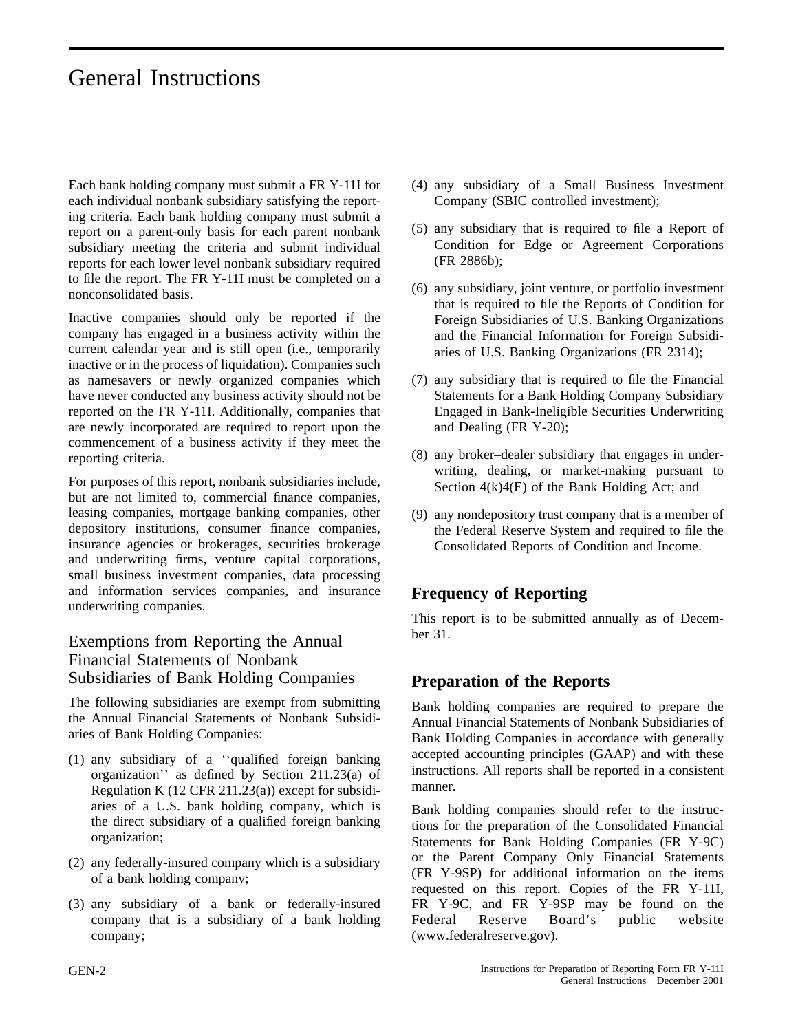# General Instructions

Each bank holding company must submit a FR Y-11I for each individual nonbank subsidiary satisfying the reporting criteria. Each bank holding company must submit a report on a parent-only basis for each parent nonbank subsidiary meeting the criteria and submit individual reports for each lower level nonbank subsidiary required to file the report. The FR Y-11I must be completed on a nonconsolidated basis.

Inactive companies should only be reported if the company has engaged in a business activity within the current calendar year and is still open (i.e., temporarily inactive or in the process of liquidation). Companies such as namesavers or newly organized companies which have never conducted any business activity should not be reported on the FR Y-11I. Additionally, companies that are newly incorporated are required to report upon the commencement of a business activity if they meet the reporting criteria.

For purposes of this report, nonbank subsidiaries include, but are not limited to, commercial finance companies, leasing companies, mortgage banking companies, other depository institutions, consumer finance companies, insurance agencies or brokerages, securities brokerage and underwriting firms, venture capital corporations, small business investment companies, data processing and information services companies, and insurance underwriting companies.

## Exemptions from Reporting the Annual Financial Statements of Nonbank Subsidiaries of Bank Holding Companies

The following subsidiaries are exempt from submitting the Annual Financial Statements of Nonbank Subsidiaries of Bank Holding Companies:

(1) any subsidiary of a ''qualified foreign banking organization'' as defined by Section 211.23(a) of Regulation K (12 CFR 211.23(a)) except for subsidiaries of a U.S. bank holding company, which is the direct subsidiary of a qualified foreign banking organization;

(2) any federally-insured company which is a subsidiary of a bank holding company;

(3) any subsidiary of a bank or federally-insured company that is a subsidiary of a bank holding company;

(4) any subsidiary of a Small Business Investment Company (SBIC controlled investment);

(5) any subsidiary that is required to file a Report of Condition for Edge or Agreement Corporations (FR 2886b);

(6) any subsidiary, joint venture, or portfolio investment that is required to file the Reports of Condition for Foreign Subsidiaries of U.S. Banking Organizations and the Financial Information for Foreign Subsidiaries of U.S. Banking Organizations (FR 2314);

(7) any subsidiary that is required to file the Financial Statements for a Bank Holding Company Subsidiary Engaged in Bank-Ineligible Securities Underwriting and Dealing (FR Y-20);

(8) any broker–dealer subsidiary that engages in underwriting, dealing, or market-making pursuant to Section 4(k)4(E) of the Bank Holding Act; and

(9) any nondepository trust company that is a member of the Federal Reserve System and required to file the Consolidated Reports of Condition and Income.

## Frequency of Reporting

This report is to be submitted annually as of December 31.

## Preparation of the Reports

Bank holding companies are required to prepare the Annual Financial Statements of Nonbank Subsidiaries of Bank Holding Companies in accordance with generally accepted accounting principles (GAAP) and with these instructions. All reports shall be reported in a consistent manner.

Bank holding companies should refer to the instructions for the preparation of the Consolidated Financial Statements for Bank Holding Companies (FR Y-9C) or the Parent Company Only Financial Statements (FR Y-9SP) for additional information on the items requested on this report. Copies of the FR Y-11I, FR Y-9C, and FR Y-9SP may be found on the Federal Reserve Board's public website (www.federalreserve.gov).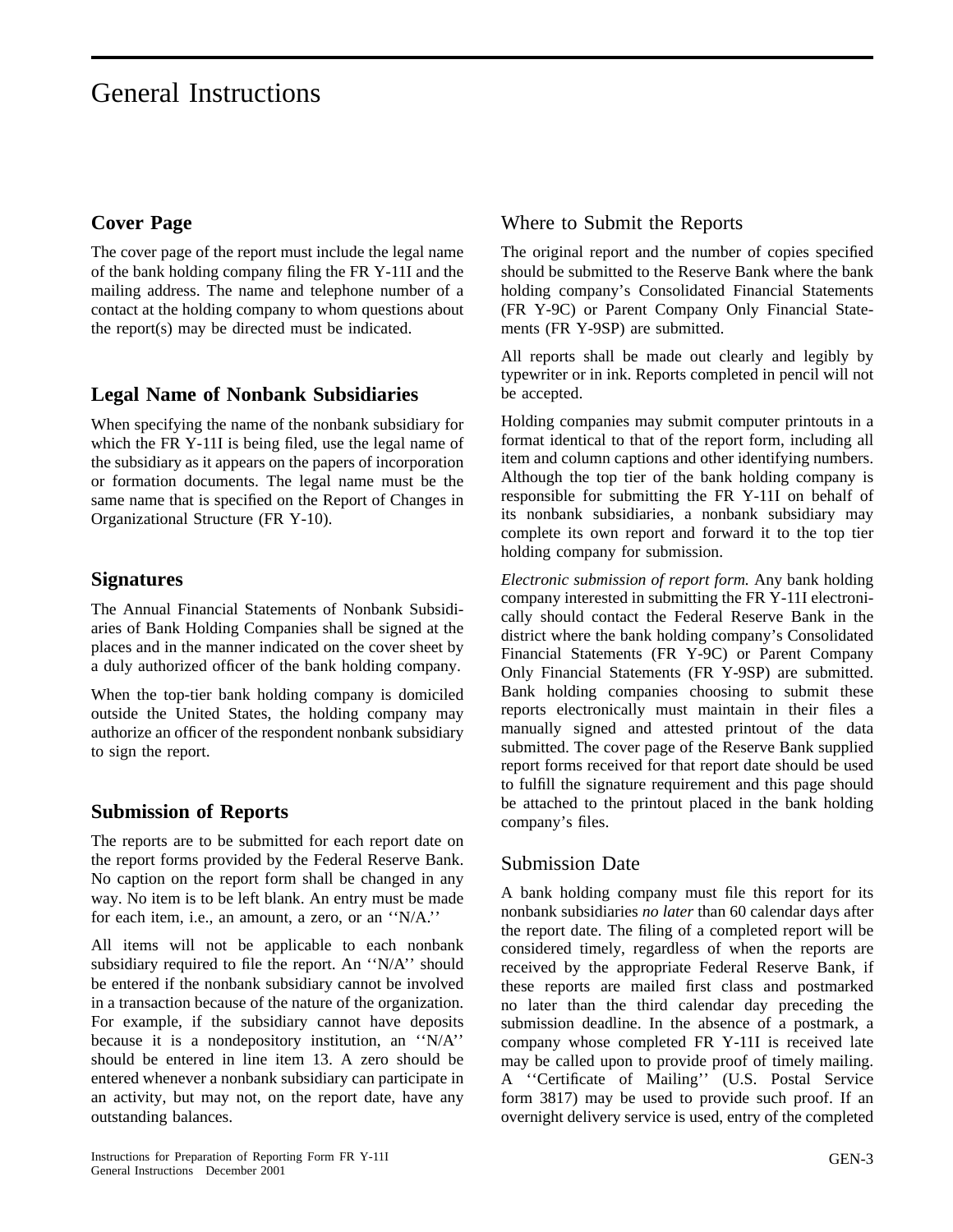# General Instructions

## Cover Page

The cover page of the report must include the legal name of the bank holding company filing the FR Y-11I and the mailing address. The name and telephone number of a contact at the holding company to whom questions about the report(s) may be directed must be indicated.

## Legal Name of Nonbank Subsidiaries

When specifying the name of the nonbank subsidiary for which the FR Y-11I is being filed, use the legal name of the subsidiary as it appears on the papers of incorporation or formation documents. The legal name must be the same name that is specified on the Report of Changes in Organizational Structure (FR Y-10).

## Signatures

The Annual Financial Statements of Nonbank Subsidiaries of Bank Holding Companies shall be signed at the places and in the manner indicated on the cover sheet by a duly authorized officer of the bank holding company.

When the top-tier bank holding company is domiciled outside the United States, the holding company may authorize an officer of the respondent nonbank subsidiary to sign the report.

## Submission of Reports

The reports are to be submitted for each report date on the report forms provided by the Federal Reserve Bank. No caption on the report form shall be changed in any way. No item is to be left blank. An entry must be made for each item, i.e., an amount, a zero, or an ''N/A.''

All items will not be applicable to each nonbank subsidiary required to file the report. An ''N/A'' should be entered if the nonbank subsidiary cannot be involved in a transaction because of the nature of the organization. For example, if the subsidiary cannot have deposits because it is a nondepository institution, an ''N/A'' should be entered in line item 13. A zero should be entered whenever a nonbank subsidiary can participate in an activity, but may not, on the report date, have any outstanding balances.

### Where to Submit the Reports

The original report and the number of copies specified should be submitted to the Reserve Bank where the bank holding company's Consolidated Financial Statements (FR Y-9C) or Parent Company Only Financial Statements (FR Y-9SP) are submitted.

All reports shall be made out clearly and legibly by typewriter or in ink. Reports completed in pencil will not be accepted.

Holding companies may submit computer printouts in a format identical to that of the report form, including all item and column captions and other identifying numbers. Although the top tier of the bank holding company is responsible for submitting the FR Y-11I on behalf of its nonbank subsidiaries, a nonbank subsidiary may complete its own report and forward it to the top tier holding company for submission.

*Electronic submission of report form.* Any bank holding company interested in submitting the FR Y-11I electronically should contact the Federal Reserve Bank in the district where the bank holding company's Consolidated Financial Statements (FR Y-9C) or Parent Company Only Financial Statements (FR Y-9SP) are submitted. Bank holding companies choosing to submit these reports electronically must maintain in their files a manually signed and attested printout of the data submitted. The cover page of the Reserve Bank supplied report forms received for that report date should be used to fulfill the signature requirement and this page should be attached to the printout placed in the bank holding company's files.

### Submission Date

A bank holding company must file this report for its nonbank subsidiaries *no later* than 60 calendar days after the report date. The filing of a completed report will be considered timely, regardless of when the reports are received by the appropriate Federal Reserve Bank, if these reports are mailed first class and postmarked no later than the third calendar day preceding the submission deadline. In the absence of a postmark, a company whose completed FR Y-11I is received late may be called upon to provide proof of timely mailing. A ''Certificate of Mailing'' (U.S. Postal Service form 3817) may be used to provide such proof. If an overnight delivery service is used, entry of the completed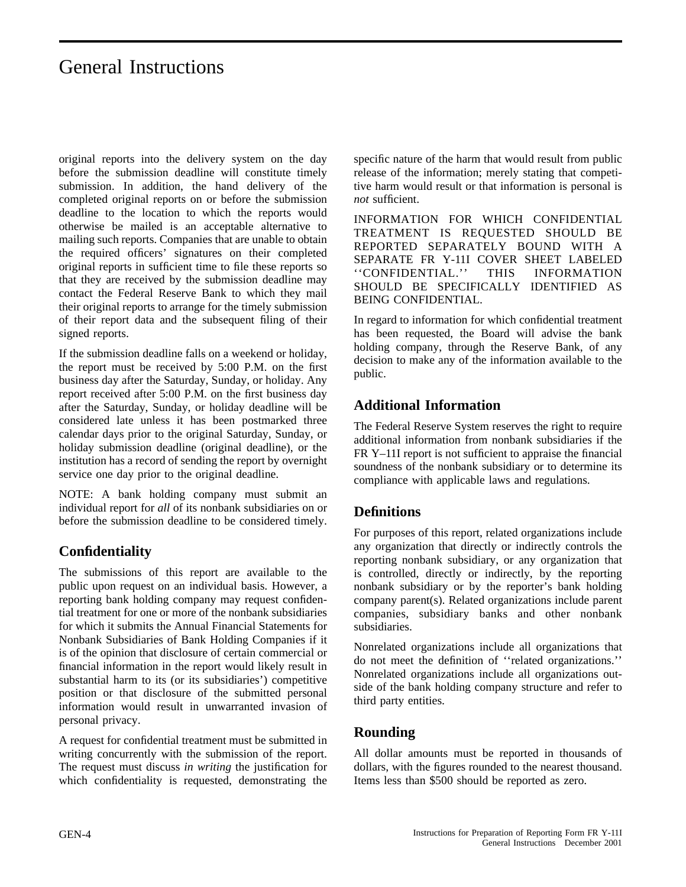original reports into the delivery system on the day before the submission deadline will constitute timely submission. In addition, the hand delivery of the completed original reports on or before the submission deadline to the location to which the reports would otherwise be mailed is an acceptable alternative to mailing such reports. Companies that are unable to obtain the required officers' signatures on their completed original reports in sufficient time to file these reports so that they are received by the submission deadline may contact the Federal Reserve Bank to which they mail their original reports to arrange for the timely submission of their report data and the subsequent filing of their signed reports.

If the submission deadline falls on a weekend or holiday, the report must be received by 5:00 P.M. on the first business day after the Saturday, Sunday, or holiday. Any report received after 5:00 P.M. on the first business day after the Saturday, Sunday, or holiday deadline will be considered late unless it has been postmarked three calendar days prior to the original Saturday, Sunday, or holiday submission deadline (original deadline), or the institution has a record of sending the report by overnight service one day prior to the original deadline.

NOTE: A bank holding company must submit an individual report for *all* of its nonbank subsidiaries on or before the submission deadline to be considered timely.

## Confidentiality

The submissions of this report are available to the public upon request on an individual basis. However, a reporting bank holding company may request confidential treatment for one or more of the nonbank subsidiaries for which it submits the Annual Financial Statements for Nonbank Subsidiaries of Bank Holding Companies if it is of the opinion that disclosure of certain commercial or financial information in the report would likely result in substantial harm to its (or its subsidiaries') competitive position or that disclosure of the submitted personal information would result in unwarranted invasion of personal privacy.

A request for confidential treatment must be submitted in writing concurrently with the submission of the report. The request must discuss *in writing* the justification for which confidentiality is requested, demonstrating the specific nature of the harm that would result from public release of the information; merely stating that competitive harm would result or that information is personal is *not* sufficient.

INFORMATION FOR WHICH CONFIDENTIAL TREATMENT IS REQUESTED SHOULD BE REPORTED SEPARATELY BOUND WITH A SEPARATE FR Y-11I COVER SHEET LABELED ''CONFIDENTIAL.'' THIS INFORMATION SHOULD BE SPECIFICALLY IDENTIFIED AS BEING CONFIDENTIAL.

In regard to information for which confidential treatment has been requested, the Board will advise the bank holding company, through the Reserve Bank, of any decision to make any of the information available to the public.

## Additional Information

The Federal Reserve System reserves the right to require additional information from nonbank subsidiaries if the FR Y–11I report is not sufficient to appraise the financial soundness of the nonbank subsidiary or to determine its compliance with applicable laws and regulations.

## Definitions

For purposes of this report, related organizations include any organization that directly or indirectly controls the reporting nonbank subsidiary, or any organization that is controlled, directly or indirectly, by the reporting nonbank subsidiary or by the reporter's bank holding company parent(s). Related organizations include parent companies, subsidiary banks and other nonbank subsidiaries.

Nonrelated organizations include all organizations that do not meet the definition of ''related organizations.'' Nonrelated organizations include all organizations outside of the bank holding company structure and refer to third party entities.

## Rounding

All dollar amounts must be reported in thousands of dollars, with the figures rounded to the nearest thousand. Items less than $500 should be reported as zero.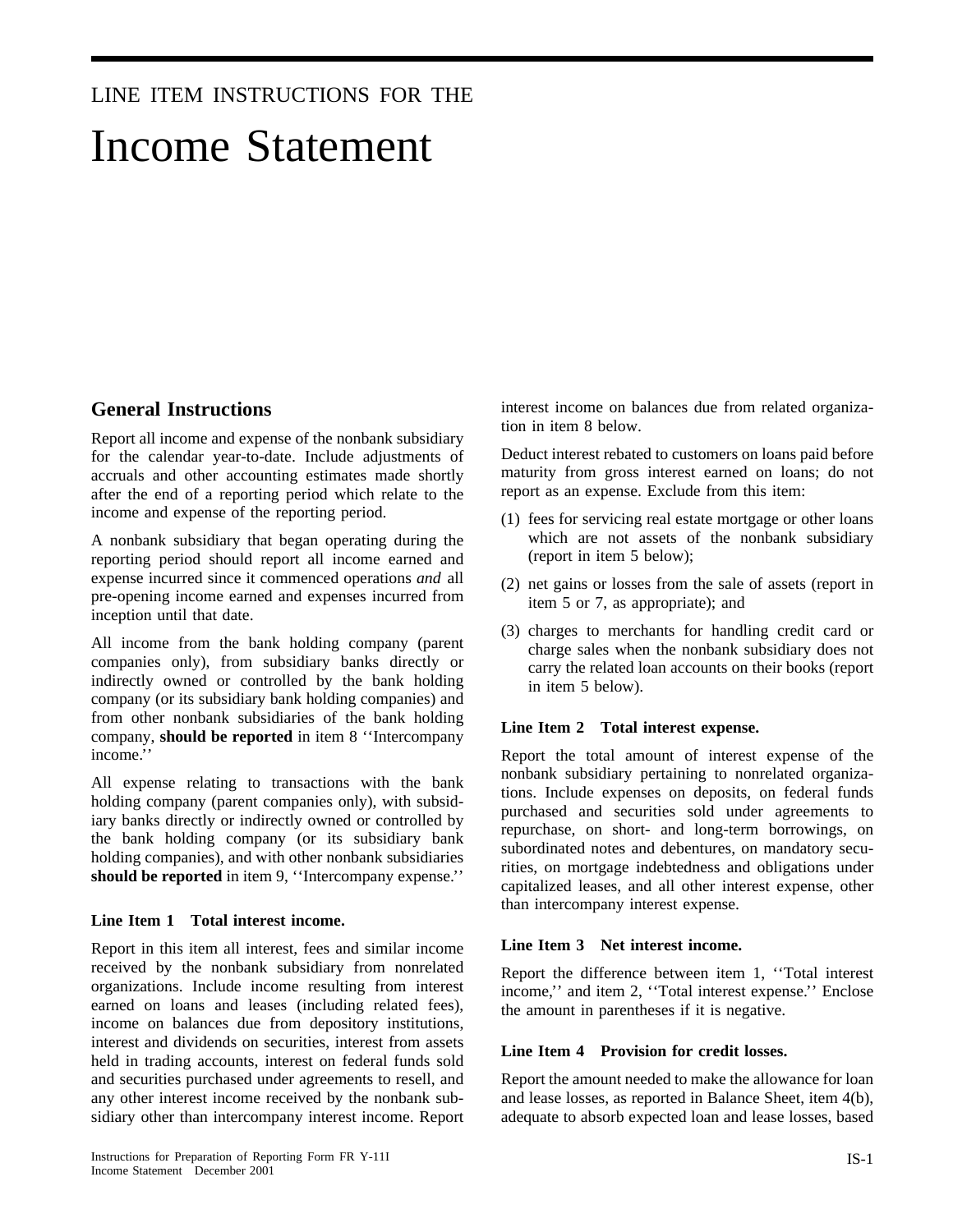LINE ITEM INSTRUCTIONS FOR THE

# Income Statement

## General Instructions

Report all income and expense of the nonbank subsidiary for the calendar year-to-date. Include adjustments of accruals and other accounting estimates made shortly after the end of a reporting period which relate to the income and expense of the reporting period.

A nonbank subsidiary that began operating during the reporting period should report all income earned and expense incurred since it commenced operations *and* all pre-opening income earned and expenses incurred from inception until that date.

All income from the bank holding company (parent companies only), from subsidiary banks directly or indirectly owned or controlled by the bank holding company (or its subsidiary bank holding companies) and from other nonbank subsidiaries of the bank holding company, **should be reported** in item 8 ''Intercompany income.''

All expense relating to transactions with the bank holding company (parent companies only), with subsidiary banks directly or indirectly owned or controlled by the bank holding company (or its subsidiary bank holding companies), and with other nonbank subsidiaries **should be reported** in item 9, ''Intercompany expense.''

### Line Item 1 Total interest income.

Report in this item all interest, fees and similar income received by the nonbank subsidiary from nonrelated organizations. Include income resulting from interest earned on loans and leases (including related fees), income on balances due from depository institutions, interest and dividends on securities, interest from assets held in trading accounts, interest on federal funds sold and securities purchased under agreements to resell, and any other interest income received by the nonbank subsidiary other than intercompany interest income. Report interest income on balances due from related organization in item 8 below.

Deduct interest rebated to customers on loans paid before maturity from gross interest earned on loans; do not report as an expense. Exclude from this item:

(1) fees for servicing real estate mortgage or other loans which are not assets of the nonbank subsidiary (report in item 5 below);

(2) net gains or losses from the sale of assets (report in item 5 or 7, as appropriate); and

(3) charges to merchants for handling credit card or charge sales when the nonbank subsidiary does not carry the related loan accounts on their books (report in item 5 below).

### Line Item 2 Total interest expense.

Report the total amount of interest expense of the nonbank subsidiary pertaining to nonrelated organizations. Include expenses on deposits, on federal funds purchased and securities sold under agreements to repurchase, on short- and long-term borrowings, on subordinated notes and debentures, on mandatory securities, on mortgage indebtedness and obligations under capitalized leases, and all other interest expense, other than intercompany interest expense.

### Line Item 3 Net interest income.

Report the difference between item 1, ''Total interest income,'' and item 2, ''Total interest expense.'' Enclose the amount in parentheses if it is negative.

### Line Item 4 Provision for credit losses.

Report the amount needed to make the allowance for loan and lease losses, as reported in Balance Sheet, item 4(b), adequate to absorb expected loan and lease losses, based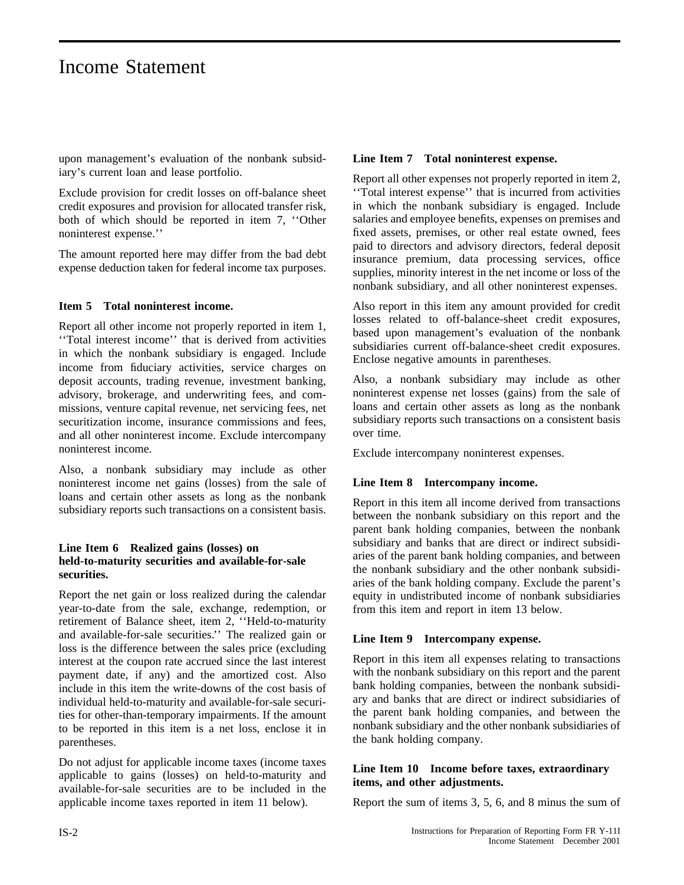upon management's evaluation of the nonbank subsidiary's current loan and lease portfolio.

Exclude provision for credit losses on off-balance sheet credit exposures and provision for allocated transfer risk, both of which should be reported in item 7, ''Other noninterest expense.''

The amount reported here may differ from the bad debt expense deduction taken for federal income tax purposes.

### Item 5 Total noninterest income.

Report all other income not properly reported in item 1, ''Total interest income'' that is derived from activities in which the nonbank subsidiary is engaged. Include income from fiduciary activities, service charges on deposit accounts, trading revenue, investment banking, advisory, brokerage, and underwriting fees, and commissions, venture capital revenue, net servicing fees, net securitization income, insurance commissions and fees, and all other noninterest income. Exclude intercompany noninterest income.

Also, a nonbank subsidiary may include as other noninterest income net gains (losses) from the sale of loans and certain other assets as long as the nonbank subsidiary reports such transactions on a consistent basis.

### Line Item 6 Realized gains (losses) on held-to-maturity securities and available-for-sale securities.

Report the net gain or loss realized during the calendar year-to-date from the sale, exchange, redemption, or retirement of Balance sheet, item 2, ''Held-to-maturity and available-for-sale securities.'' The realized gain or loss is the difference between the sales price (excluding interest at the coupon rate accrued since the last interest payment date, if any) and the amortized cost. Also include in this item the write-downs of the cost basis of individual held-to-maturity and available-for-sale securities for other-than-temporary impairments. If the amount to be reported in this item is a net loss, enclose it in parentheses.

Do not adjust for applicable income taxes (income taxes applicable to gains (losses) on held-to-maturity and available-for-sale securities are to be included in the applicable income taxes reported in item 11 below).

### Line Item 7 Total noninterest expense.

Report all other expenses not properly reported in item 2, ''Total interest expense'' that is incurred from activities in which the nonbank subsidiary is engaged. Include salaries and employee benefits, expenses on premises and fixed assets, premises, or other real estate owned, fees paid to directors and advisory directors, federal deposit insurance premium, data processing services, office supplies, minority interest in the net income or loss of the nonbank subsidiary, and all other noninterest expenses.

Also report in this item any amount provided for credit losses related to off-balance-sheet credit exposures, based upon management's evaluation of the nonbank subsidiaries current off-balance-sheet credit exposures. Enclose negative amounts in parentheses.

Also, a nonbank subsidiary may include as other noninterest expense net losses (gains) from the sale of loans and certain other assets as long as the nonbank subsidiary reports such transactions on a consistent basis over time.

Exclude intercompany noninterest expenses.

### Line Item 8 Intercompany income.

Report in this item all income derived from transactions between the nonbank subsidiary on this report and the parent bank holding companies, between the nonbank subsidiary and banks that are direct or indirect subsidiaries of the parent bank holding companies, and between the nonbank subsidiary and the other nonbank subsidiaries of the bank holding company. Exclude the parent's equity in undistributed income of nonbank subsidiaries from this item and report in item 13 below.

### Line Item 9 Intercompany expense.

Report in this item all expenses relating to transactions with the nonbank subsidiary on this report and the parent bank holding companies, between the nonbank subsidiary and banks that are direct or indirect subsidiaries of the parent bank holding companies, and between the nonbank subsidiary and the other nonbank subsidiaries of the bank holding company.

### Line Item 10 Income before taxes, extraordinary items, and other adjustments.

Report the sum of items 3, 5, 6, and 8 minus the sum of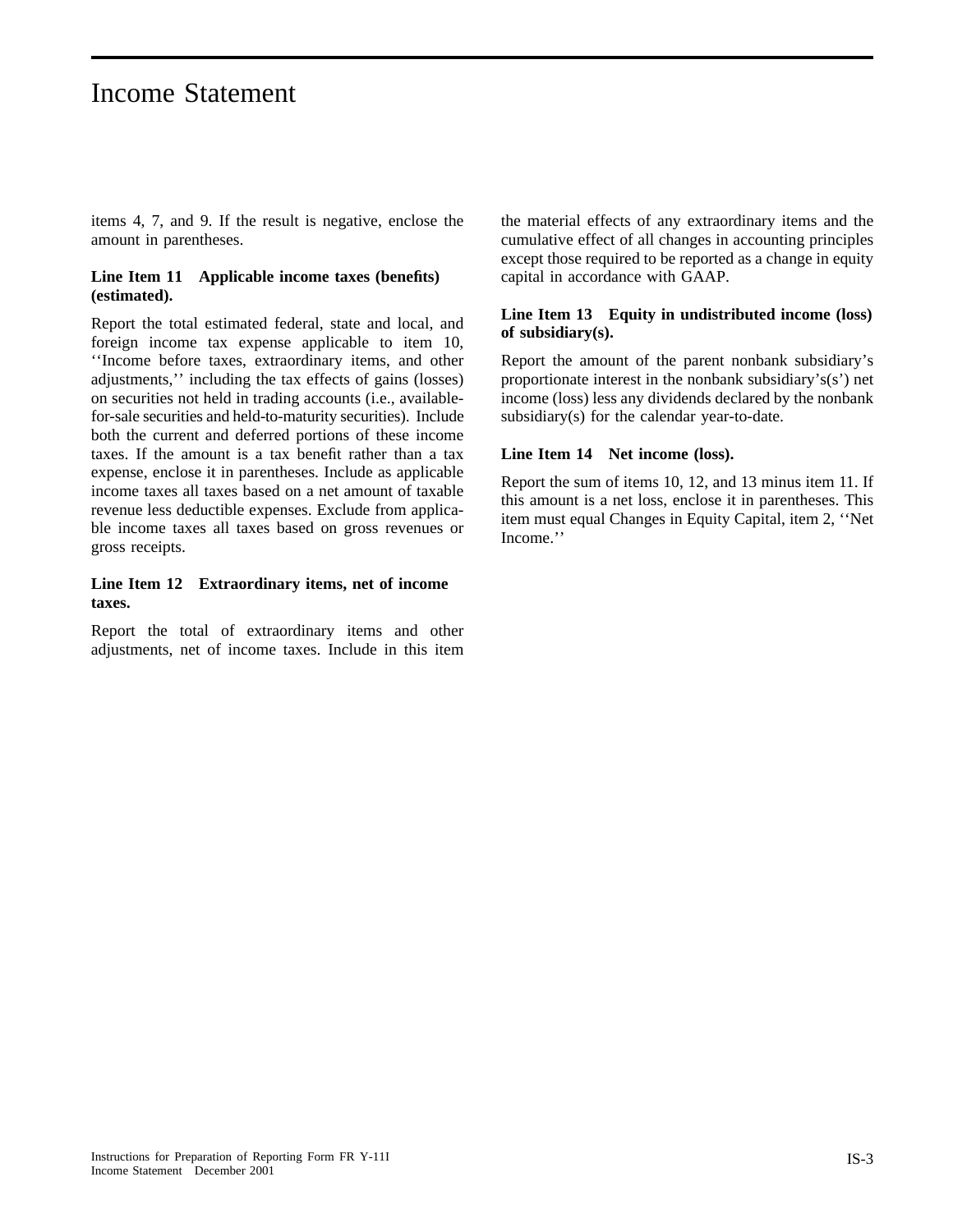items 4, 7, and 9. If the result is negative, enclose the amount in parentheses.

**Line Item 11 Applicable income taxes (benefits) (estimated).**

Report the total estimated federal, state and local, and foreign income tax expense applicable to item 10, ''Income before taxes, extraordinary items, and other adjustments,'' including the tax effects of gains (losses) on securities not held in trading accounts (i.e., available-for-sale securities and held-to-maturity securities). Include both the current and deferred portions of these income taxes. If the amount is a tax benefit rather than a tax expense, enclose it in parentheses. Include as applicable income taxes all taxes based on a net amount of taxable revenue less deductible expenses. Exclude from applicable income taxes all taxes based on gross revenues or gross receipts.

**Line Item 12 Extraordinary items, net of income taxes.**

Report the total of extraordinary items and other adjustments, net of income taxes. Include in this item the material effects of any extraordinary items and the cumulative effect of all changes in accounting principles except those required to be reported as a change in equity capital in accordance with GAAP.

**Line Item 13 Equity in undistributed income (loss) of subsidiary(s).**

Report the amount of the parent nonbank subsidiary's proportionate interest in the nonbank subsidiary's(s') net income (loss) less any dividends declared by the nonbank subsidiary(s) for the calendar year-to-date.

**Line Item 14 Net income (loss).**

Report the sum of items 10, 12, and 13 minus item 11. If this amount is a net loss, enclose it in parentheses. This item must equal Changes in Equity Capital, item 2, ''Net Income.''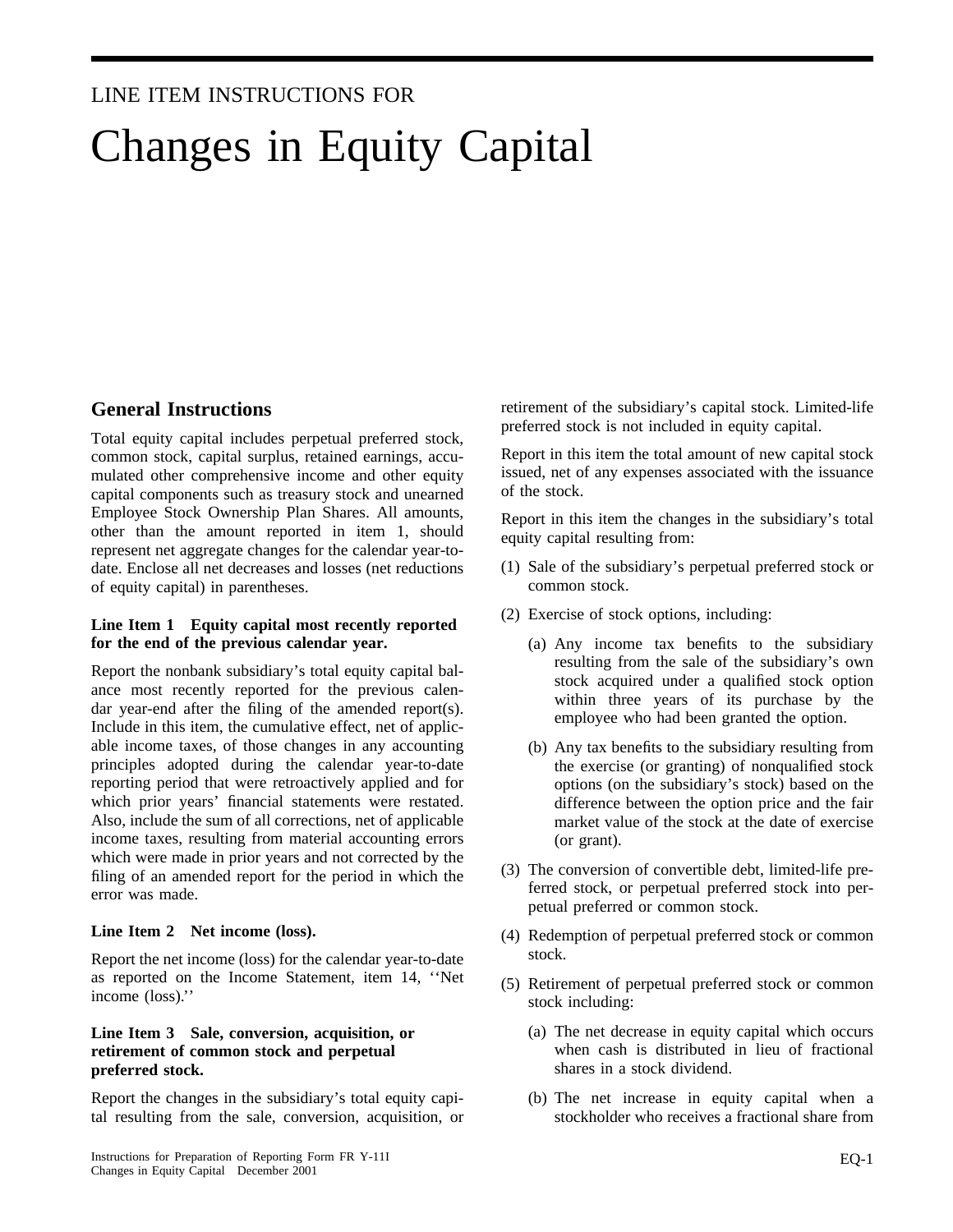LINE ITEM INSTRUCTIONS FOR

# Changes in Equity Capital

## General Instructions

Total equity capital includes perpetual preferred stock, common stock, capital surplus, retained earnings, accumulated other comprehensive income and other equity capital components such as treasury stock and unearned Employee Stock Ownership Plan Shares. All amounts, other than the amount reported in item 1, should represent net aggregate changes for the calendar year-to-date. Enclose all net decreases and losses (net reductions of equity capital) in parentheses.

**Line Item 1 Equity capital most recently reported for the end of the previous calendar year.**

Report the nonbank subsidiary's total equity capital balance most recently reported for the previous calendar year-end after the filing of the amended report(s). Include in this item, the cumulative effect, net of applicable income taxes, of those changes in any accounting principles adopted during the calendar year-to-date reporting period that were retroactively applied and for which prior years' financial statements were restated. Also, include the sum of all corrections, net of applicable income taxes, resulting from material accounting errors which were made in prior years and not corrected by the filing of an amended report for the period in which the error was made.

**Line Item 2 Net income (loss).**

Report the net income (loss) for the calendar year-to-date as reported on the Income Statement, item 14, ''Net income (loss).''

**Line Item 3 Sale, conversion, acquisition, or retirement of common stock and perpetual preferred stock.**

Report the changes in the subsidiary's total equity capital resulting from the sale, conversion, acquisition, or retirement of the subsidiary's capital stock. Limited-life preferred stock is not included in equity capital.

Report in this item the total amount of new capital stock issued, net of any expenses associated with the issuance of the stock.

Report in this item the changes in the subsidiary's total equity capital resulting from:

(1) Sale of the subsidiary's perpetual preferred stock or common stock.

(2) Exercise of stock options, including:

   (a) Any income tax benefits to the subsidiary resulting from the sale of the subsidiary's own stock acquired under a qualified stock option within three years of its purchase by the employee who had been granted the option.

   (b) Any tax benefits to the subsidiary resulting from the exercise (or granting) of nonqualified stock options (on the subsidiary's stock) based on the difference between the option price and the fair market value of the stock at the date of exercise (or grant).

(3) The conversion of convertible debt, limited-life preferred stock, or perpetual preferred stock into perpetual preferred or common stock.

(4) Redemption of perpetual preferred stock or common stock.

(5) Retirement of perpetual preferred stock or common stock including:

   (a) The net decrease in equity capital which occurs when cash is distributed in lieu of fractional shares in a stock dividend.

   (b) The net increase in equity capital when a stockholder who receives a fractional share from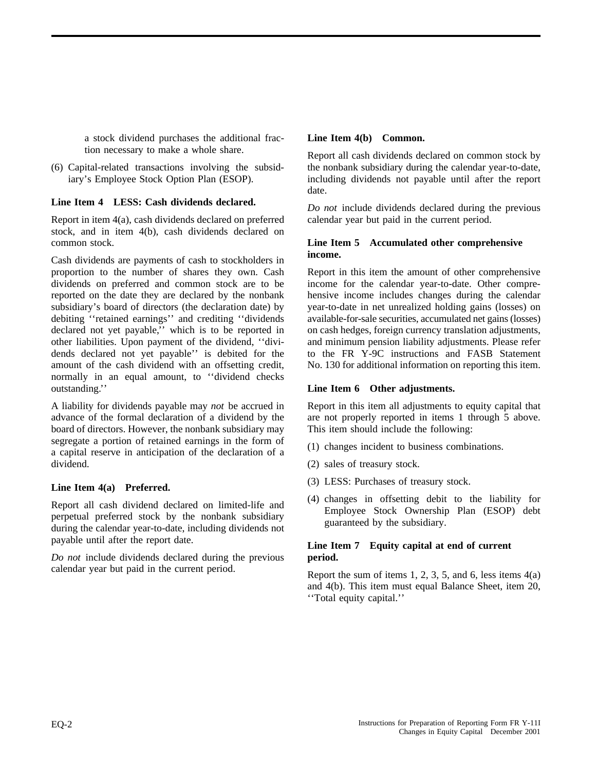a stock dividend purchases the additional fraction necessary to make a whole share.

(6) Capital-related transactions involving the subsidiary's Employee Stock Option Plan (ESOP).

**Line Item 4 LESS: Cash dividends declared.**

Report in item 4(a), cash dividends declared on preferred stock, and in item 4(b), cash dividends declared on common stock.

Cash dividends are payments of cash to stockholders in proportion to the number of shares they own. Cash dividends on preferred and common stock are to be reported on the date they are declared by the nonbank subsidiary's board of directors (the declaration date) by debiting ''retained earnings'' and crediting ''dividends declared not yet payable,'' which is to be reported in other liabilities. Upon payment of the dividend, ''dividends declared not yet payable'' is debited for the amount of the cash dividend with an offsetting credit, normally in an equal amount, to ''dividend checks outstanding.''

A liability for dividends payable may *not* be accrued in advance of the formal declaration of a dividend by the board of directors. However, the nonbank subsidiary may segregate a portion of retained earnings in the form of a capital reserve in anticipation of the declaration of a dividend.

**Line Item 4(a) Preferred.**

Report all cash dividend declared on limited-life and perpetual preferred stock by the nonbank subsidiary during the calendar year-to-date, including dividends not payable until after the report date.

*Do not* include dividends declared during the previous calendar year but paid in the current period.

**Line Item 4(b) Common.**

Report all cash dividends declared on common stock by the nonbank subsidiary during the calendar year-to-date, including dividends not payable until after the report date.

*Do not* include dividends declared during the previous calendar year but paid in the current period.

**Line Item 5 Accumulated other comprehensive income.**

Report in this item the amount of other comprehensive income for the calendar year-to-date. Other comprehensive income includes changes during the calendar year-to-date in net unrealized holding gains (losses) on available-for-sale securities, accumulated net gains (losses) on cash hedges, foreign currency translation adjustments, and minimum pension liability adjustments. Please refer to the FR Y-9C instructions and FASB Statement No. 130 for additional information on reporting this item.

**Line Item 6 Other adjustments.**

Report in this item all adjustments to equity capital that are not properly reported in items 1 through 5 above. This item should include the following:

(1) changes incident to business combinations.

(2) sales of treasury stock.

(3) LESS: Purchases of treasury stock.

(4) changes in offsetting debit to the liability for Employee Stock Ownership Plan (ESOP) debt guaranteed by the subsidiary.

**Line Item 7 Equity capital at end of current period.**

Report the sum of items 1, 2, 3, 5, and 6, less items 4(a) and 4(b). This item must equal Balance Sheet, item 20, ''Total equity capital.''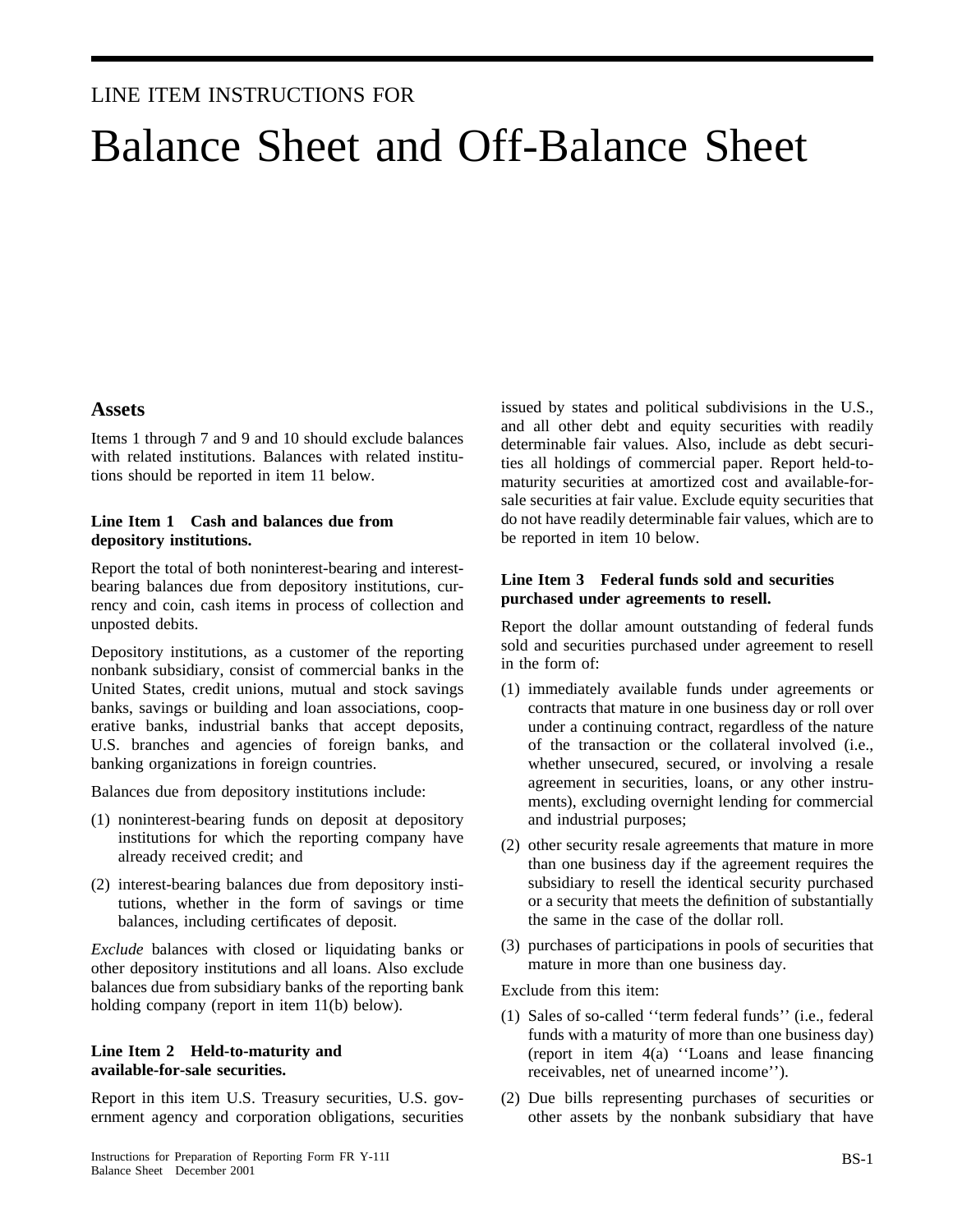LINE ITEM INSTRUCTIONS FOR

# Balance Sheet and Off-Balance Sheet

## Assets

Items 1 through 7 and 9 and 10 should exclude balances with related institutions. Balances with related institutions should be reported in item 11 below.

### Line Item 1 Cash and balances due from depository institutions.

Report the total of both noninterest-bearing and interest-bearing balances due from depository institutions, currency and coin, cash items in process of collection and unposted debits.

Depository institutions, as a customer of the reporting nonbank subsidiary, consist of commercial banks in the United States, credit unions, mutual and stock savings banks, savings or building and loan associations, cooperative banks, industrial banks that accept deposits, U.S. branches and agencies of foreign banks, and banking organizations in foreign countries.

Balances due from depository institutions include:

(1) noninterest-bearing funds on deposit at depository institutions for which the reporting company have already received credit; and

(2) interest-bearing balances due from depository institutions, whether in the form of savings or time balances, including certificates of deposit.

*Exclude* balances with closed or liquidating banks or other depository institutions and all loans. Also exclude balances due from subsidiary banks of the reporting bank holding company (report in item 11(b) below).

### Line Item 2 Held-to-maturity and available-for-sale securities.

Report in this item U.S. Treasury securities, U.S. government agency and corporation obligations, securities issued by states and political subdivisions in the U.S., and all other debt and equity securities with readily determinable fair values. Also, include as debt securities all holdings of commercial paper. Report held-to-maturity securities at amortized cost and available-for-sale securities at fair value. Exclude equity securities that do not have readily determinable fair values, which are to be reported in item 10 below.

### Line Item 3 Federal funds sold and securities purchased under agreements to resell.

Report the dollar amount outstanding of federal funds sold and securities purchased under agreement to resell in the form of:

(1) immediately available funds under agreements or contracts that mature in one business day or roll over under a continuing contract, regardless of the nature of the transaction or the collateral involved (i.e., whether unsecured, secured, or involving a resale agreement in securities, loans, or any other instruments), excluding overnight lending for commercial and industrial purposes;

(2) other security resale agreements that mature in more than one business day if the agreement requires the subsidiary to resell the identical security purchased or a security that meets the definition of substantially the same in the case of the dollar roll.

(3) purchases of participations in pools of securities that mature in more than one business day.

Exclude from this item:

(1) Sales of so-called ''term federal funds'' (i.e., federal funds with a maturity of more than one business day) (report in item 4(a) ''Loans and lease financing receivables, net of unearned income'').

(2) Due bills representing purchases of securities or other assets by the nonbank subsidiary that have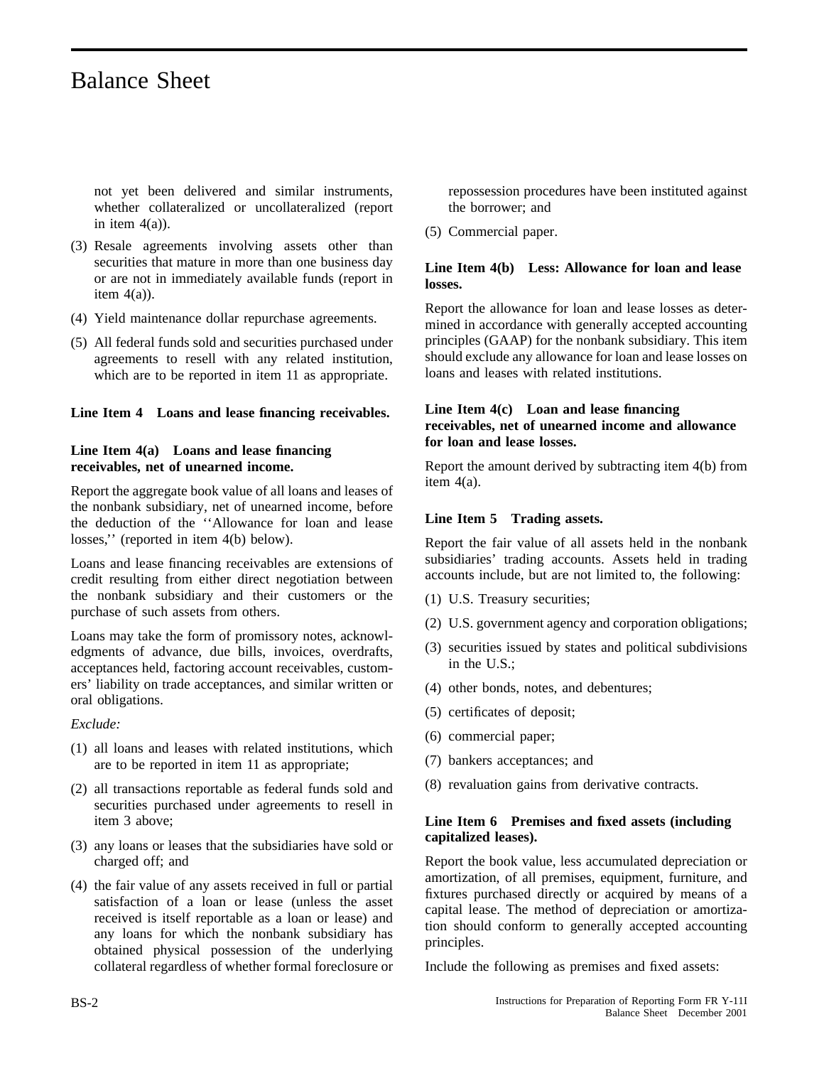not yet been delivered and similar instruments, whether collateralized or uncollateralized (report in item 4(a)).

(3) Resale agreements involving assets other than securities that mature in more than one business day or are not in immediately available funds (report in item 4(a)).

(4) Yield maintenance dollar repurchase agreements.

(5) All federal funds sold and securities purchased under agreements to resell with any related institution, which are to be reported in item 11 as appropriate.

**Line Item 4 Loans and lease financing receivables.**

**Line Item 4(a) Loans and lease financing receivables, net of unearned income.**

Report the aggregate book value of all loans and leases of the nonbank subsidiary, net of unearned income, before the deduction of the ''Allowance for loan and lease losses,'' (reported in item 4(b) below).

Loans and lease financing receivables are extensions of credit resulting from either direct negotiation between the nonbank subsidiary and their customers or the purchase of such assets from others.

Loans may take the form of promissory notes, acknowledgments of advance, due bills, invoices, overdrafts, acceptances held, factoring account receivables, customers' liability on trade acceptances, and similar written or oral obligations.

*Exclude:*

(1) all loans and leases with related institutions, which are to be reported in item 11 as appropriate;

(2) all transactions reportable as federal funds sold and securities purchased under agreements to resell in item 3 above;

(3) any loans or leases that the subsidiaries have sold or charged off; and

(4) the fair value of any assets received in full or partial satisfaction of a loan or lease (unless the asset received is itself reportable as a loan or lease) and any loans for which the nonbank subsidiary has obtained physical possession of the underlying collateral regardless of whether formal foreclosure or repossession procedures have been instituted against the borrower; and

(5) Commercial paper.

**Line Item 4(b) Less: Allowance for loan and lease losses.**

Report the allowance for loan and lease losses as determined in accordance with generally accepted accounting principles (GAAP) for the nonbank subsidiary. This item should exclude any allowance for loan and lease losses on loans and leases with related institutions.

**Line Item 4(c) Loan and lease financing receivables, net of unearned income and allowance for loan and lease losses.**

Report the amount derived by subtracting item 4(b) from item 4(a).

**Line Item 5 Trading assets.**

Report the fair value of all assets held in the nonbank subsidiaries' trading accounts. Assets held in trading accounts include, but are not limited to, the following:

(1) U.S. Treasury securities;

(2) U.S. government agency and corporation obligations;

(3) securities issued by states and political subdivisions in the U.S.;

(4) other bonds, notes, and debentures;

(5) certificates of deposit;

(6) commercial paper;

(7) bankers acceptances; and

(8) revaluation gains from derivative contracts.

**Line Item 6 Premises and fixed assets (including capitalized leases).**

Report the book value, less accumulated depreciation or amortization, of all premises, equipment, furniture, and fixtures purchased directly or acquired by means of a capital lease. The method of depreciation or amortization should conform to generally accepted accounting principles.

Include the following as premises and fixed assets: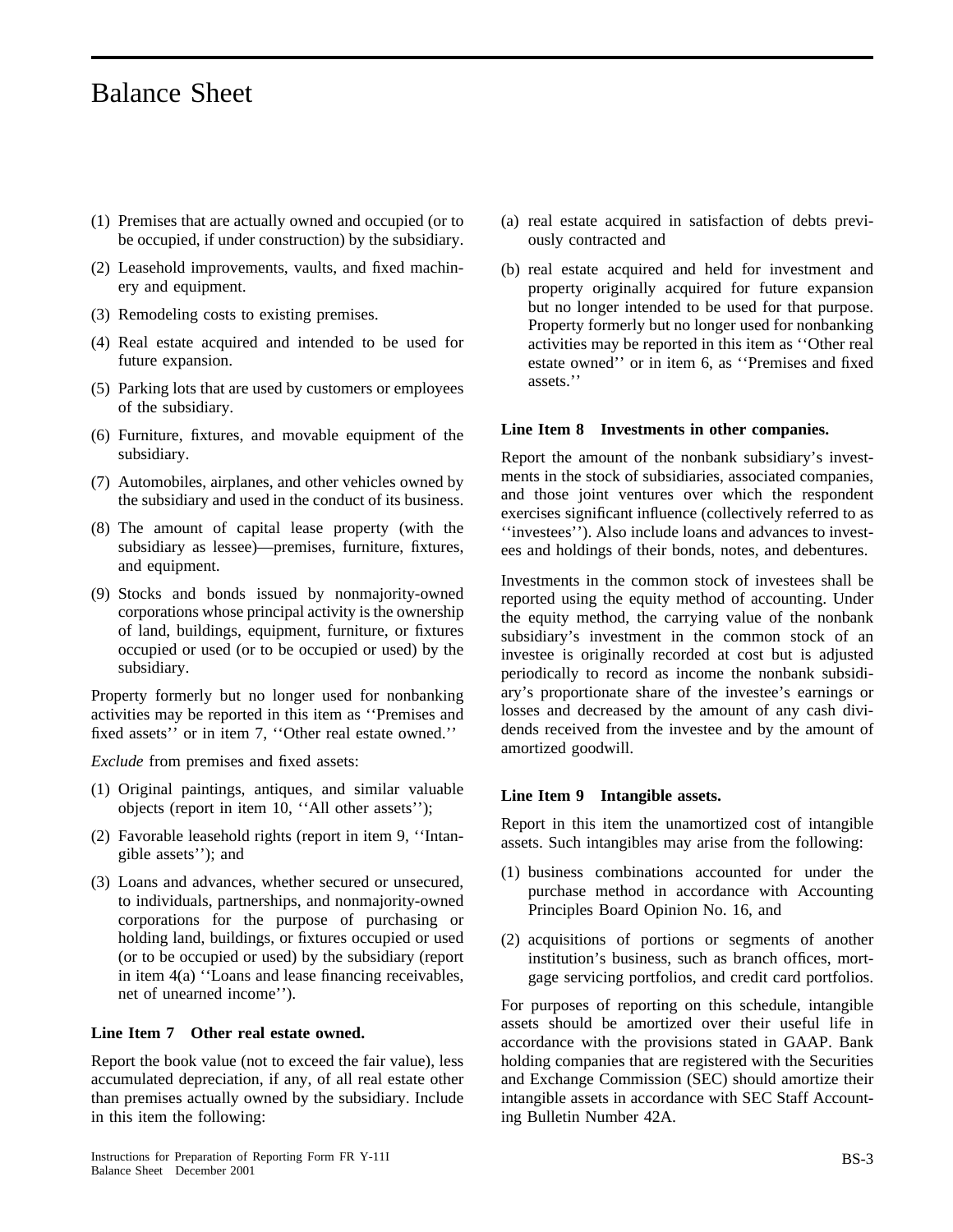# Balance Sheet

(1) Premises that are actually owned and occupied (or to be occupied, if under construction) by the subsidiary.

(2) Leasehold improvements, vaults, and fixed machinery and equipment.

(3) Remodeling costs to existing premises.

(4) Real estate acquired and intended to be used for future expansion.

(5) Parking lots that are used by customers or employees of the subsidiary.

(6) Furniture, fixtures, and movable equipment of the subsidiary.

(7) Automobiles, airplanes, and other vehicles owned by the subsidiary and used in the conduct of its business.

(8) The amount of capital lease property (with the subsidiary as lessee)—premises, furniture, fixtures, and equipment.

(9) Stocks and bonds issued by nonmajority-owned corporations whose principal activity is the ownership of land, buildings, equipment, furniture, or fixtures occupied or used (or to be occupied or used) by the subsidiary.

Property formerly but no longer used for nonbanking activities may be reported in this item as ''Premises and fixed assets'' or in item 7, ''Other real estate owned.''

*Exclude* from premises and fixed assets:

(1) Original paintings, antiques, and similar valuable objects (report in item 10, ''All other assets'');

(2) Favorable leasehold rights (report in item 9, ''Intangible assets''); and

(3) Loans and advances, whether secured or unsecured, to individuals, partnerships, and nonmajority-owned corporations for the purpose of purchasing or holding land, buildings, or fixtures occupied or used (or to be occupied or used) by the subsidiary (report in item 4(a) ''Loans and lease financing receivables, net of unearned income'').

### Line Item 7 Other real estate owned.

Report the book value (not to exceed the fair value), less accumulated depreciation, if any, of all real estate other than premises actually owned by the subsidiary. Include in this item the following:

(a) real estate acquired in satisfaction of debts previously contracted and

(b) real estate acquired and held for investment and property originally acquired for future expansion but no longer intended to be used for that purpose. Property formerly but no longer used for nonbanking activities may be reported in this item as ''Other real estate owned'' or in item 6, as ''Premises and fixed assets.''

### Line Item 8 Investments in other companies.

Report the amount of the nonbank subsidiary's investments in the stock of subsidiaries, associated companies, and those joint ventures over which the respondent exercises significant influence (collectively referred to as ''investees''). Also include loans and advances to investees and holdings of their bonds, notes, and debentures.

Investments in the common stock of investees shall be reported using the equity method of accounting. Under the equity method, the carrying value of the nonbank subsidiary's investment in the common stock of an investee is originally recorded at cost but is adjusted periodically to record as income the nonbank subsidiary's proportionate share of the investee's earnings or losses and decreased by the amount of any cash dividends received from the investee and by the amount of amortized goodwill.

### Line Item 9 Intangible assets.

Report in this item the unamortized cost of intangible assets. Such intangibles may arise from the following:

(1) business combinations accounted for under the purchase method in accordance with Accounting Principles Board Opinion No. 16, and

(2) acquisitions of portions or segments of another institution's business, such as branch offices, mortgage servicing portfolios, and credit card portfolios.

For purposes of reporting on this schedule, intangible assets should be amortized over their useful life in accordance with the provisions stated in GAAP. Bank holding companies that are registered with the Securities and Exchange Commission (SEC) should amortize their intangible assets in accordance with SEC Staff Accounting Bulletin Number 42A.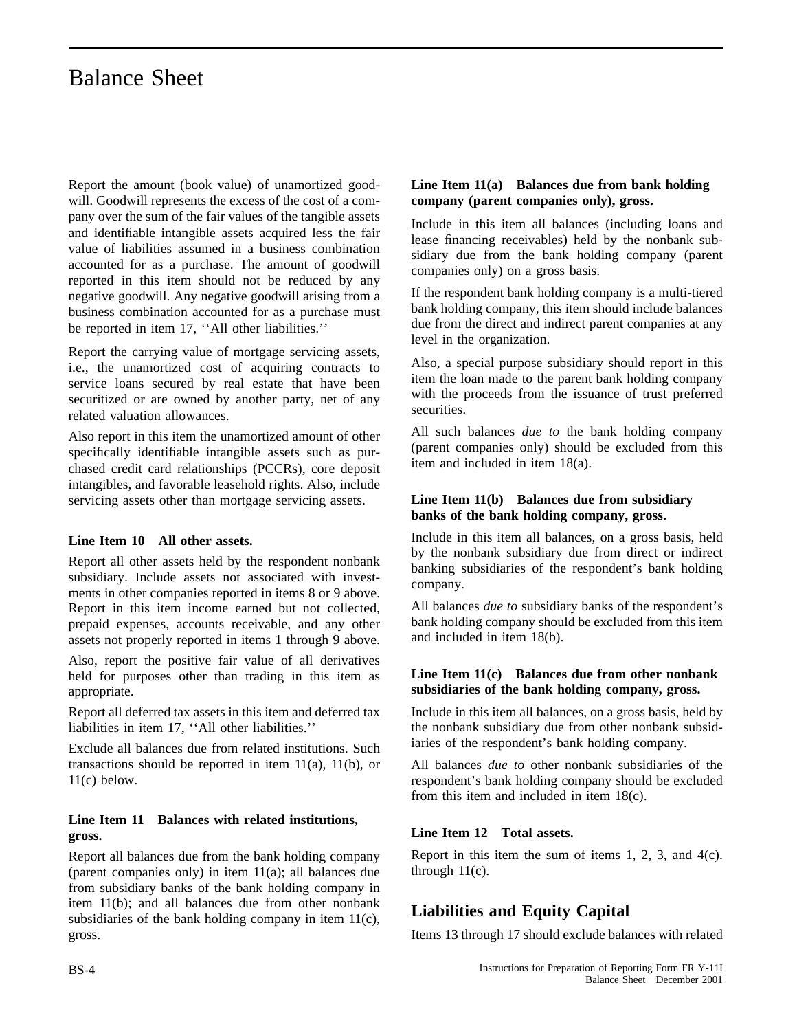# Balance Sheet

Report the amount (book value) of unamortized goodwill. Goodwill represents the excess of the cost of a company over the sum of the fair values of the tangible assets and identifiable intangible assets acquired less the fair value of liabilities assumed in a business combination accounted for as a purchase. The amount of goodwill reported in this item should not be reduced by any negative goodwill. Any negative goodwill arising from a business combination accounted for as a purchase must be reported in item 17, ''All other liabilities.''

Report the carrying value of mortgage servicing assets, i.e., the unamortized cost of acquiring contracts to service loans secured by real estate that have been securitized or are owned by another party, net of any related valuation allowances.

Also report in this item the unamortized amount of other specifically identifiable intangible assets such as purchased credit card relationships (PCCRs), core deposit intangibles, and favorable leasehold rights. Also, include servicing assets other than mortgage servicing assets.

### Line Item 10 All other assets.

Report all other assets held by the respondent nonbank subsidiary. Include assets not associated with investments in other companies reported in items 8 or 9 above. Report in this item income earned but not collected, prepaid expenses, accounts receivable, and any other assets not properly reported in items 1 through 9 above.

Also, report the positive fair value of all derivatives held for purposes other than trading in this item as appropriate.

Report all deferred tax assets in this item and deferred tax liabilities in item 17, ''All other liabilities.''

Exclude all balances due from related institutions. Such transactions should be reported in item 11(a), 11(b), or 11(c) below.

### Line Item 11 Balances with related institutions, gross.

Report all balances due from the bank holding company (parent companies only) in item 11(a); all balances due from subsidiary banks of the bank holding company in item 11(b); and all balances due from other nonbank subsidiaries of the bank holding company in item 11(c), gross.

### Line Item 11(a) Balances due from bank holding company (parent companies only), gross.

Include in this item all balances (including loans and lease financing receivables) held by the nonbank subsidiary due from the bank holding company (parent companies only) on a gross basis.

If the respondent bank holding company is a multi-tiered bank holding company, this item should include balances due from the direct and indirect parent companies at any level in the organization.

Also, a special purpose subsidiary should report in this item the loan made to the parent bank holding company with the proceeds from the issuance of trust preferred securities.

All such balances *due to* the bank holding company (parent companies only) should be excluded from this item and included in item 18(a).

### Line Item 11(b) Balances due from subsidiary banks of the bank holding company, gross.

Include in this item all balances, on a gross basis, held by the nonbank subsidiary due from direct or indirect banking subsidiaries of the respondent's bank holding company.

All balances *due to* subsidiary banks of the respondent's bank holding company should be excluded from this item and included in item 18(b).

### Line Item 11(c) Balances due from other nonbank subsidiaries of the bank holding company, gross.

Include in this item all balances, on a gross basis, held by the nonbank subsidiary due from other nonbank subsidiaries of the respondent's bank holding company.

All balances *due to* other nonbank subsidiaries of the respondent's bank holding company should be excluded from this item and included in item 18(c).

### Line Item 12 Total assets.

Report in this item the sum of items 1, 2, 3, and 4(c). through 11(c).

## Liabilities and Equity Capital

Items 13 through 17 should exclude balances with related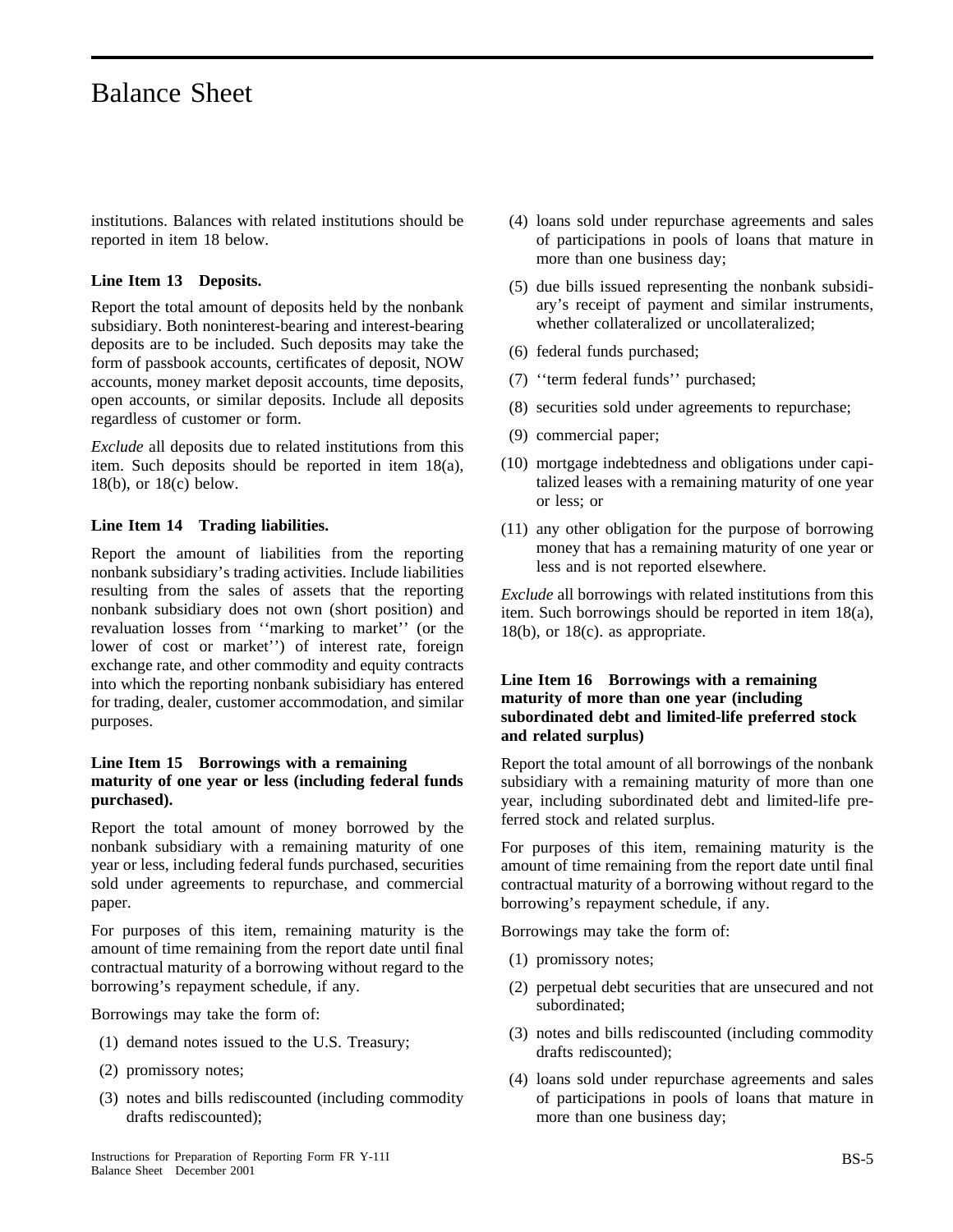institutions. Balances with related institutions should be reported in item 18 below.

**Line Item 13 Deposits.**

Report the total amount of deposits held by the nonbank subsidiary. Both noninterest-bearing and interest-bearing deposits are to be included. Such deposits may take the form of passbook accounts, certificates of deposit, NOW accounts, money market deposit accounts, time deposits, open accounts, or similar deposits. Include all deposits regardless of customer or form.

*Exclude* all deposits due to related institutions from this item. Such deposits should be reported in item 18(a), 18(b), or 18(c) below.

**Line Item 14 Trading liabilities.**

Report the amount of liabilities from the reporting nonbank subsidiary's trading activities. Include liabilities resulting from the sales of assets that the reporting nonbank subsidiary does not own (short position) and revaluation losses from ''marking to market'' (or the lower of cost or market'') of interest rate, foreign exchange rate, and other commodity and equity contracts into which the reporting nonbank subisidiary has entered for trading, dealer, customer accommodation, and similar purposes.

**Line Item 15 Borrowings with a remaining maturity of one year or less (including federal funds purchased).**

Report the total amount of money borrowed by the nonbank subsidiary with a remaining maturity of one year or less, including federal funds purchased, securities sold under agreements to repurchase, and commercial paper.

For purposes of this item, remaining maturity is the amount of time remaining from the report date until final contractual maturity of a borrowing without regard to the borrowing's repayment schedule, if any.

Borrowings may take the form of:

(1) demand notes issued to the U.S. Treasury;

(2) promissory notes;

(3) notes and bills rediscounted (including commodity drafts rediscounted);

(4) loans sold under repurchase agreements and sales of participations in pools of loans that mature in more than one business day;

(5) due bills issued representing the nonbank subsidiary's receipt of payment and similar instruments, whether collateralized or uncollateralized;

(6) federal funds purchased;

(7) ''term federal funds'' purchased;

(8) securities sold under agreements to repurchase;

(9) commercial paper;

(10) mortgage indebtedness and obligations under capitalized leases with a remaining maturity of one year or less; or

(11) any other obligation for the purpose of borrowing money that has a remaining maturity of one year or less and is not reported elsewhere.

*Exclude* all borrowings with related institutions from this item. Such borrowings should be reported in item 18(a), 18(b), or 18(c). as appropriate.

**Line Item 16 Borrowings with a remaining maturity of more than one year (including subordinated debt and limited-life preferred stock and related surplus)**

Report the total amount of all borrowings of the nonbank subsidiary with a remaining maturity of more than one year, including subordinated debt and limited-life preferred stock and related surplus.

For purposes of this item, remaining maturity is the amount of time remaining from the report date until final contractual maturity of a borrowing without regard to the borrowing's repayment schedule, if any.

Borrowings may take the form of:

(1) promissory notes;

(2) perpetual debt securities that are unsecured and not subordinated;

(3) notes and bills rediscounted (including commodity drafts rediscounted);

(4) loans sold under repurchase agreements and sales of participations in pools of loans that mature in more than one business day;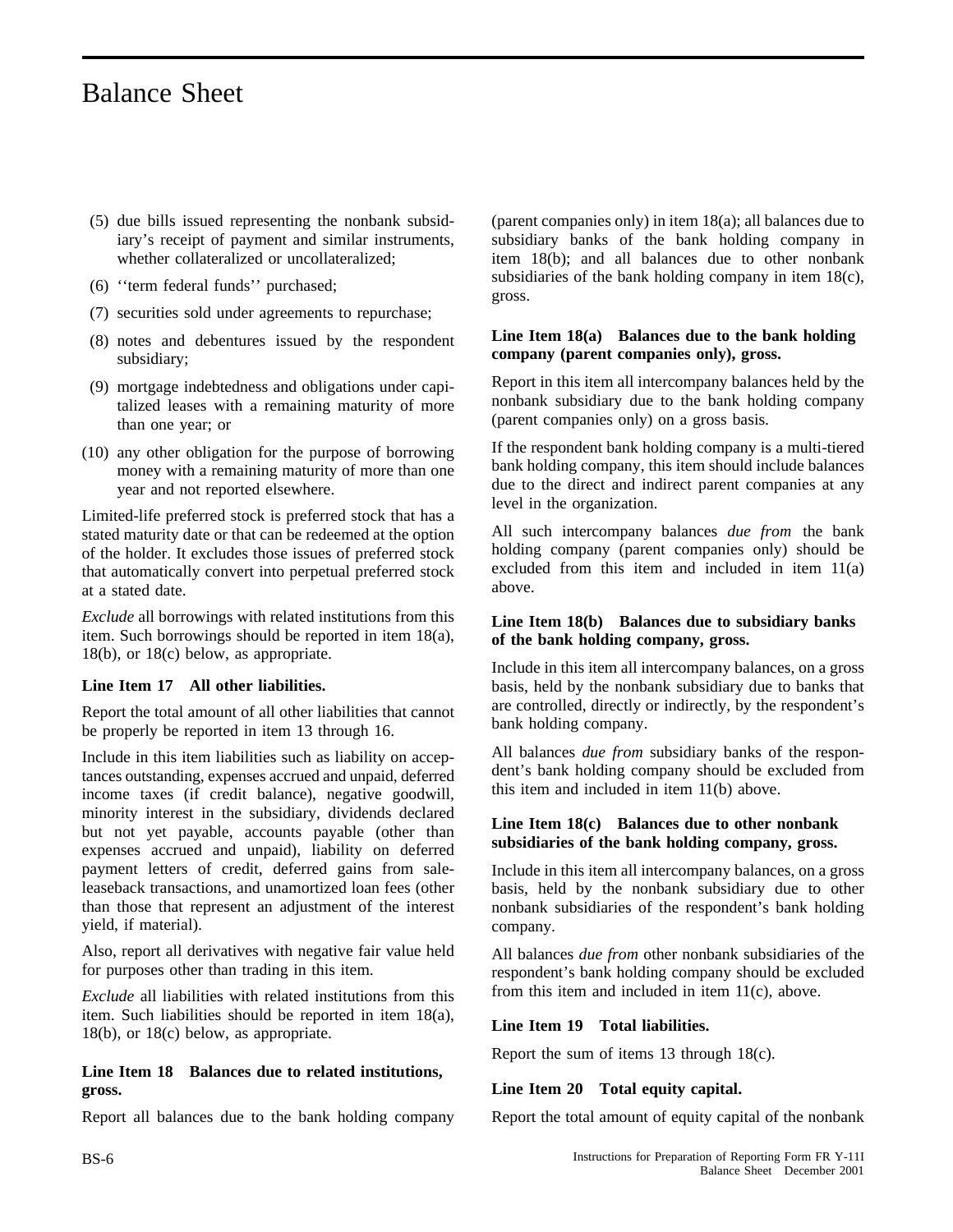(5) due bills issued representing the nonbank subsidiary's receipt of payment and similar instruments, whether collateralized or uncollateralized;

(6) ''term federal funds'' purchased;

(7) securities sold under agreements to repurchase;

(8) notes and debentures issued by the respondent subsidiary;

(9) mortgage indebtedness and obligations under capitalized leases with a remaining maturity of more than one year; or

(10) any other obligation for the purpose of borrowing money with a remaining maturity of more than one year and not reported elsewhere.

Limited-life preferred stock is preferred stock that has a stated maturity date or that can be redeemed at the option of the holder. It excludes those issues of preferred stock that automatically convert into perpetual preferred stock at a stated date.

*Exclude* all borrowings with related institutions from this item. Such borrowings should be reported in item 18(a), 18(b), or 18(c) below, as appropriate.

**Line Item 17 All other liabilities.**

Report the total amount of all other liabilities that cannot be properly be reported in item 13 through 16.

Include in this item liabilities such as liability on acceptances outstanding, expenses accrued and unpaid, deferred income taxes (if credit balance), negative goodwill, minority interest in the subsidiary, dividends declared but not yet payable, accounts payable (other than expenses accrued and unpaid), liability on deferred payment letters of credit, deferred gains from sale-leaseback transactions, and unamortized loan fees (other than those that represent an adjustment of the interest yield, if material).

Also, report all derivatives with negative fair value held for purposes other than trading in this item.

*Exclude* all liabilities with related institutions from this item. Such liabilities should be reported in item 18(a), 18(b), or 18(c) below, as appropriate.

**Line Item 18 Balances due to related institutions, gross.**

Report all balances due to the bank holding company (parent companies only) in item 18(a); all balances due to subsidiary banks of the bank holding company in item 18(b); and all balances due to other nonbank subsidiaries of the bank holding company in item 18(c), gross.

**Line Item 18(a) Balances due to the bank holding company (parent companies only), gross.**

Report in this item all intercompany balances held by the nonbank subsidiary due to the bank holding company (parent companies only) on a gross basis.

If the respondent bank holding company is a multi-tiered bank holding company, this item should include balances due to the direct and indirect parent companies at any level in the organization.

All such intercompany balances *due from* the bank holding company (parent companies only) should be excluded from this item and included in item 11(a) above.

**Line Item 18(b) Balances due to subsidiary banks of the bank holding company, gross.**

Include in this item all intercompany balances, on a gross basis, held by the nonbank subsidiary due to banks that are controlled, directly or indirectly, by the respondent's bank holding company.

All balances *due from* subsidiary banks of the respondent's bank holding company should be excluded from this item and included in item 11(b) above.

**Line Item 18(c) Balances due to other nonbank subsidiaries of the bank holding company, gross.**

Include in this item all intercompany balances, on a gross basis, held by the nonbank subsidiary due to other nonbank subsidiaries of the respondent's bank holding company.

All balances *due from* other nonbank subsidiaries of the respondent's bank holding company should be excluded from this item and included in item 11(c), above.

**Line Item 19 Total liabilities.**

Report the sum of items 13 through 18(c).

**Line Item 20 Total equity capital.**

Report the total amount of equity capital of the nonbank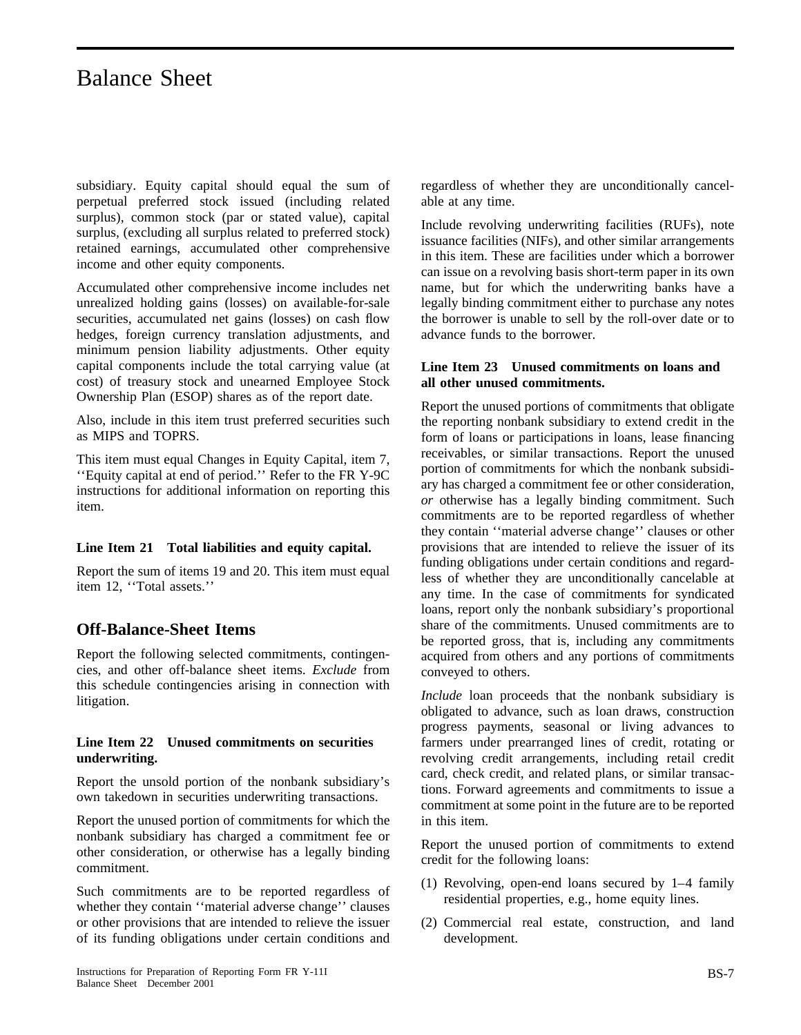subsidiary. Equity capital should equal the sum of perpetual preferred stock issued (including related surplus), common stock (par or stated value), capital surplus, (excluding all surplus related to preferred stock) retained earnings, accumulated other comprehensive income and other equity components.

Accumulated other comprehensive income includes net unrealized holding gains (losses) on available-for-sale securities, accumulated net gains (losses) on cash flow hedges, foreign currency translation adjustments, and minimum pension liability adjustments. Other equity capital components include the total carrying value (at cost) of treasury stock and unearned Employee Stock Ownership Plan (ESOP) shares as of the report date.

Also, include in this item trust preferred securities such as MIPS and TOPRS.

This item must equal Changes in Equity Capital, item 7, ''Equity capital at end of period.'' Refer to the FR Y-9C instructions for additional information on reporting this item.

**Line Item 21 Total liabilities and equity capital.**

Report the sum of items 19 and 20. This item must equal item 12, ''Total assets.''

## Off-Balance-Sheet Items

Report the following selected commitments, contingencies, and other off-balance sheet items. *Exclude* from this schedule contingencies arising in connection with litigation.

**Line Item 22 Unused commitments on securities underwriting.**

Report the unsold portion of the nonbank subsidiary's own takedown in securities underwriting transactions.

Report the unused portion of commitments for which the nonbank subsidiary has charged a commitment fee or other consideration, or otherwise has a legally binding commitment.

Such commitments are to be reported regardless of whether they contain ''material adverse change'' clauses or other provisions that are intended to relieve the issuer of its funding obligations under certain conditions and regardless of whether they are unconditionally cancelable at any time.

Include revolving underwriting facilities (RUFs), note issuance facilities (NIFs), and other similar arrangements in this item. These are facilities under which a borrower can issue on a revolving basis short-term paper in its own name, but for which the underwriting banks have a legally binding commitment either to purchase any notes the borrower is unable to sell by the roll-over date or to advance funds to the borrower.

**Line Item 23 Unused commitments on loans and all other unused commitments.**

Report the unused portions of commitments that obligate the reporting nonbank subsidiary to extend credit in the form of loans or participations in loans, lease financing receivables, or similar transactions. Report the unused portion of commitments for which the nonbank subsidiary has charged a commitment fee or other consideration, *or* otherwise has a legally binding commitment. Such commitments are to be reported regardless of whether they contain ''material adverse change'' clauses or other provisions that are intended to relieve the issuer of its funding obligations under certain conditions and regardless of whether they are unconditionally cancelable at any time. In the case of commitments for syndicated loans, report only the nonbank subsidiary's proportional share of the commitments. Unused commitments are to be reported gross, that is, including any commitments acquired from others and any portions of commitments conveyed to others.

*Include* loan proceeds that the nonbank subsidiary is obligated to advance, such as loan draws, construction progress payments, seasonal or living advances to farmers under prearranged lines of credit, rotating or revolving credit arrangements, including retail credit card, check credit, and related plans, or similar transactions. Forward agreements and commitments to issue a commitment at some point in the future are to be reported in this item.

Report the unused portion of commitments to extend credit for the following loans:

(1) Revolving, open-end loans secured by 1–4 family residential properties, e.g., home equity lines.

(2) Commercial real estate, construction, and land development.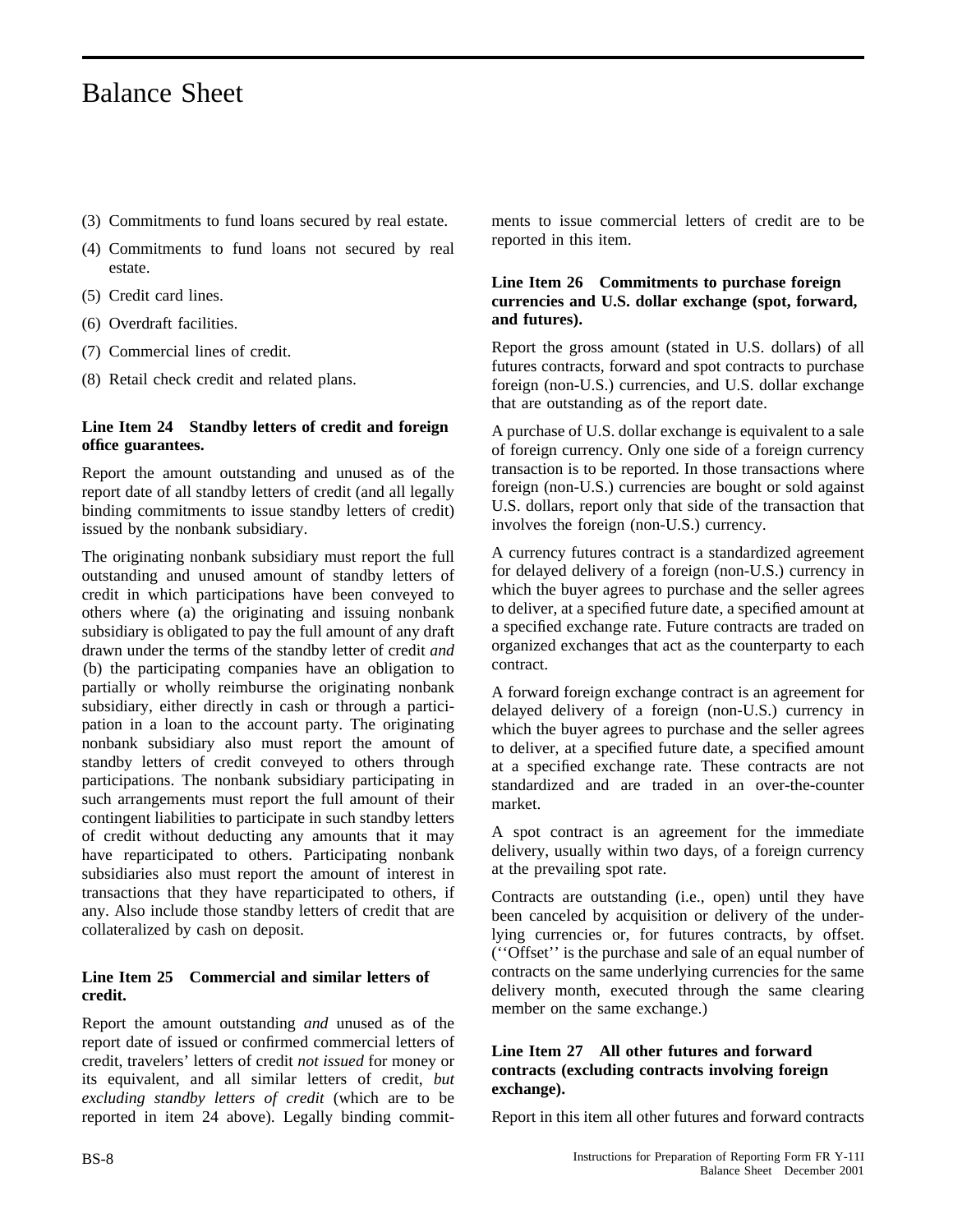# Balance Sheet

(3) Commitments to fund loans secured by real estate.

(4) Commitments to fund loans not secured by real estate.

(5) Credit card lines.

(6) Overdraft facilities.

(7) Commercial lines of credit.

(8) Retail check credit and related plans.

### Line Item 24 Standby letters of credit and foreign office guarantees.

Report the amount outstanding and unused as of the report date of all standby letters of credit (and all legally binding commitments to issue standby letters of credit) issued by the nonbank subsidiary.

The originating nonbank subsidiary must report the full outstanding and unused amount of standby letters of credit in which participations have been conveyed to others where (a) the originating and issuing nonbank subsidiary is obligated to pay the full amount of any draft drawn under the terms of the standby letter of credit *and* (b) the participating companies have an obligation to partially or wholly reimburse the originating nonbank subsidiary, either directly in cash or through a participation in a loan to the account party. The originating nonbank subsidiary also must report the amount of standby letters of credit conveyed to others through participations. The nonbank subsidiary participating in such arrangements must report the full amount of their contingent liabilities to participate in such standby letters of credit without deducting any amounts that it may have reparticipated to others. Participating nonbank subsidiaries also must report the amount of interest in transactions that they have reparticipated to others, if any. Also include those standby letters of credit that are collateralized by cash on deposit.

### Line Item 25 Commercial and similar letters of credit.

Report the amount outstanding *and* unused as of the report date of issued or confirmed commercial letters of credit, travelers' letters of credit *not issued* for money or its equivalent, and all similar letters of credit, *but excluding standby letters of credit* (which are to be reported in item 24 above). Legally binding commitments to issue commercial letters of credit are to be reported in this item.

### Line Item 26 Commitments to purchase foreign currencies and U.S. dollar exchange (spot, forward, and futures).

Report the gross amount (stated in U.S. dollars) of all futures contracts, forward and spot contracts to purchase foreign (non-U.S.) currencies, and U.S. dollar exchange that are outstanding as of the report date.

A purchase of U.S. dollar exchange is equivalent to a sale of foreign currency. Only one side of a foreign currency transaction is to be reported. In those transactions where foreign (non-U.S.) currencies are bought or sold against U.S. dollars, report only that side of the transaction that involves the foreign (non-U.S.) currency.

A currency futures contract is a standardized agreement for delayed delivery of a foreign (non-U.S.) currency in which the buyer agrees to purchase and the seller agrees to deliver, at a specified future date, a specified amount at a specified exchange rate. Future contracts are traded on organized exchanges that act as the counterparty to each contract.

A forward foreign exchange contract is an agreement for delayed delivery of a foreign (non-U.S.) currency in which the buyer agrees to purchase and the seller agrees to deliver, at a specified future date, a specified amount at a specified exchange rate. These contracts are not standardized and are traded in an over-the-counter market.

A spot contract is an agreement for the immediate delivery, usually within two days, of a foreign currency at the prevailing spot rate.

Contracts are outstanding (i.e., open) until they have been canceled by acquisition or delivery of the underlying currencies or, for futures contracts, by offset. (''Offset'' is the purchase and sale of an equal number of contracts on the same underlying currencies for the same delivery month, executed through the same clearing member on the same exchange.)

### Line Item 27 All other futures and forward contracts (excluding contracts involving foreign exchange).

Report in this item all other futures and forward contracts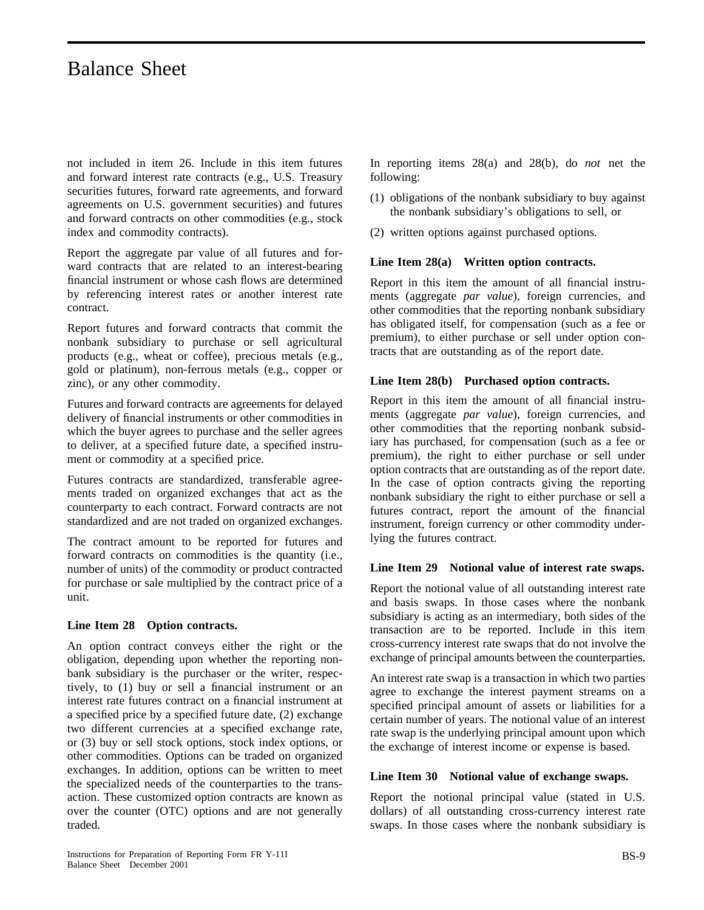not included in item 26. Include in this item futures and forward interest rate contracts (e.g., U.S. Treasury securities futures, forward rate agreements, and forward agreements on U.S. government securities) and futures and forward contracts on other commodities (e.g., stock index and commodity contracts).

Report the aggregate par value of all futures and forward contracts that are related to an interest-bearing financial instrument or whose cash flows are determined by referencing interest rates or another interest rate contract.

Report futures and forward contracts that commit the nonbank subsidiary to purchase or sell agricultural products (e.g., wheat or coffee), precious metals (e.g., gold or platinum), non-ferrous metals (e.g., copper or zinc), or any other commodity.

Futures and forward contracts are agreements for delayed delivery of financial instruments or other commodities in which the buyer agrees to purchase and the seller agrees to deliver, at a specified future date, a specified instrument or commodity at a specified price.

Futures contracts are standardized, transferable agreements traded on organized exchanges that act as the counterparty to each contract. Forward contracts are not standardized and are not traded on organized exchanges.

The contract amount to be reported for futures and forward contracts on commodities is the quantity (i.e., number of units) of the commodity or product contracted for purchase or sale multiplied by the contract price of a unit.

### Line Item 28 Option contracts.

An option contract conveys either the right or the obligation, depending upon whether the reporting nonbank subsidiary is the purchaser or the writer, respectively, to (1) buy or sell a financial instrument or an interest rate futures contract on a financial instrument at a specified price by a specified future date, (2) exchange two different currencies at a specified exchange rate, or (3) buy or sell stock options, stock index options, or other commodities. Options can be traded on organized exchanges. In addition, options can be written to meet the specialized needs of the counterparties to the transaction. These customized option contracts are known as over the counter (OTC) options and are not generally traded.

In reporting items 28(a) and 28(b), do *not* net the following:

(1) obligations of the nonbank subsidiary to buy against the nonbank subsidiary's obligations to sell, or

(2) written options against purchased options.

### Line Item 28(a) Written option contracts.

Report in this item the amount of all financial instruments (aggregate *par value*), foreign currencies, and other commodities that the reporting nonbank subsidiary has obligated itself, for compensation (such as a fee or premium), to either purchase or sell under option contracts that are outstanding as of the report date.

### Line Item 28(b) Purchased option contracts.

Report in this item the amount of all financial instruments (aggregate *par value*), foreign currencies, and other commodities that the reporting nonbank subsidiary has purchased, for compensation (such as a fee or premium), the right to either purchase or sell under option contracts that are outstanding as of the report date. In the case of option contracts giving the reporting nonbank subsidiary the right to either purchase or sell a futures contract, report the amount of the financial instrument, foreign currency or other commodity underlying the futures contract.

### Line Item 29 Notional value of interest rate swaps.

Report the notional value of all outstanding interest rate and basis swaps. In those cases where the nonbank subsidiary is acting as an intermediary, both sides of the transaction are to be reported. Include in this item cross-currency interest rate swaps that do not involve the exchange of principal amounts between the counterparties.

An interest rate swap is a transaction in which two parties agree to exchange the interest payment streams on a specified principal amount of assets or liabilities for a certain number of years. The notional value of an interest rate swap is the underlying principal amount upon which the exchange of interest income or expense is based.

### Line Item 30 Notional value of exchange swaps.

Report the notional principal value (stated in U.S. dollars) of all outstanding cross-currency interest rate swaps. In those cases where the nonbank subsidiary is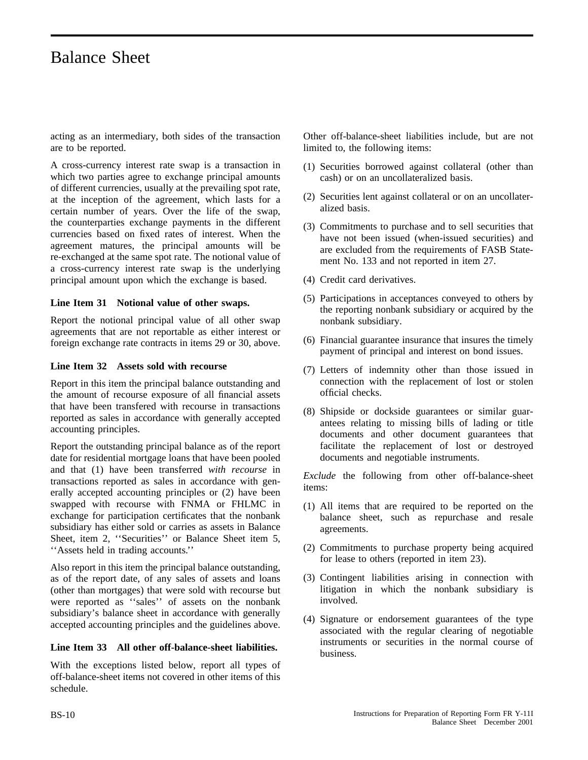acting as an intermediary, both sides of the transaction are to be reported.

A cross-currency interest rate swap is a transaction in which two parties agree to exchange principal amounts of different currencies, usually at the prevailing spot rate, at the inception of the agreement, which lasts for a certain number of years. Over the life of the swap, the counterparties exchange payments in the different currencies based on fixed rates of interest. When the agreement matures, the principal amounts will be re-exchanged at the same spot rate. The notional value of a cross-currency interest rate swap is the underlying principal amount upon which the exchange is based.

**Line Item 31 Notional value of other swaps.**

Report the notional principal value of all other swap agreements that are not reportable as either interest or foreign exchange rate contracts in items 29 or 30, above.

**Line Item 32 Assets sold with recourse**

Report in this item the principal balance outstanding and the amount of recourse exposure of all financial assets that have been transfered with recourse in transactions reported as sales in accordance with generally accepted accounting principles.

Report the outstanding principal balance as of the report date for residential mortgage loans that have been pooled and that (1) have been transferred *with recourse* in transactions reported as sales in accordance with generally accepted accounting principles or (2) have been swapped with recourse with FNMA or FHLMC in exchange for participation certificates that the nonbank subsidiary has either sold or carries as assets in Balance Sheet, item 2, ''Securities'' or Balance Sheet item 5, ''Assets held in trading accounts.''

Also report in this item the principal balance outstanding, as of the report date, of any sales of assets and loans (other than mortgages) that were sold with recourse but were reported as ''sales'' of assets on the nonbank subsidiary's balance sheet in accordance with generally accepted accounting principles and the guidelines above.

**Line Item 33 All other off-balance-sheet liabilities.**

With the exceptions listed below, report all types of off-balance-sheet items not covered in other items of this schedule.

Other off-balance-sheet liabilities include, but are not limited to, the following items:

(1) Securities borrowed against collateral (other than cash) or on an uncollateralized basis.

(2) Securities lent against collateral or on an uncollateralized basis.

(3) Commitments to purchase and to sell securities that have not been issued (when-issued securities) and are excluded from the requirements of FASB Statement No. 133 and not reported in item 27.

(4) Credit card derivatives.

(5) Participations in acceptances conveyed to others by the reporting nonbank subsidiary or acquired by the nonbank subsidiary.

(6) Financial guarantee insurance that insures the timely payment of principal and interest on bond issues.

(7) Letters of indemnity other than those issued in connection with the replacement of lost or stolen official checks.

(8) Shipside or dockside guarantees or similar guarantees relating to missing bills of lading or title documents and other document guarantees that facilitate the replacement of lost or destroyed documents and negotiable instruments.

*Exclude* the following from other off-balance-sheet items:

(1) All items that are required to be reported on the balance sheet, such as repurchase and resale agreements.

(2) Commitments to purchase property being acquired for lease to others (reported in item 23).

(3) Contingent liabilities arising in connection with litigation in which the nonbank subsidiary is involved.

(4) Signature or endorsement guarantees of the type associated with the regular clearing of negotiable instruments or securities in the normal course of business.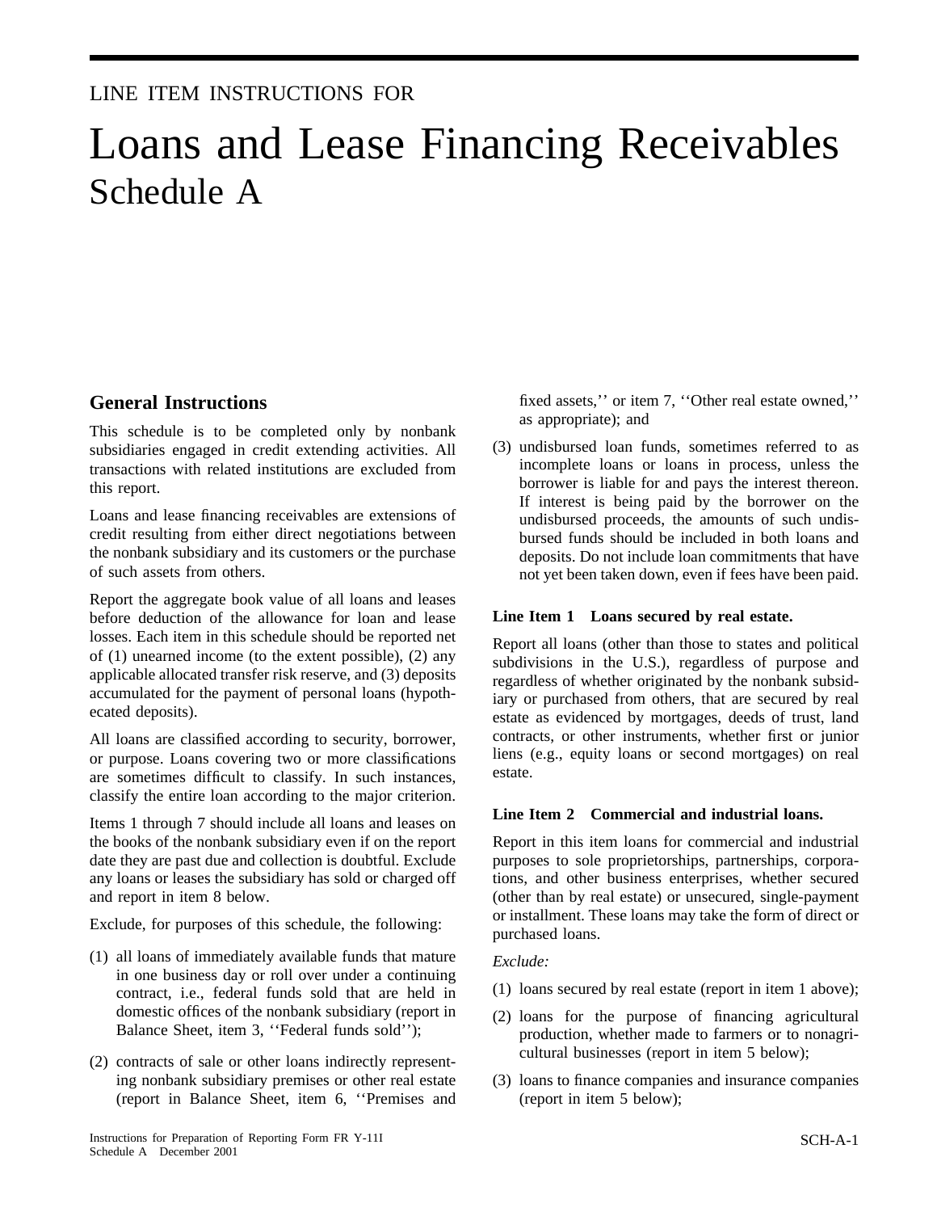LINE ITEM INSTRUCTIONS FOR

# Loans and Lease Financing Receivables
## Schedule A

### General Instructions

This schedule is to be completed only by nonbank subsidiaries engaged in credit extending activities. All transactions with related institutions are excluded from this report.

Loans and lease financing receivables are extensions of credit resulting from either direct negotiations between the nonbank subsidiary and its customers or the purchase of such assets from others.

Report the aggregate book value of all loans and leases before deduction of the allowance for loan and lease losses. Each item in this schedule should be reported net of (1) unearned income (to the extent possible), (2) any applicable allocated transfer risk reserve, and (3) deposits accumulated for the payment of personal loans (hypothecated deposits).

All loans are classified according to security, borrower, or purpose. Loans covering two or more classifications are sometimes difficult to classify. In such instances, classify the entire loan according to the major criterion.

Items 1 through 7 should include all loans and leases on the books of the nonbank subsidiary even if on the report date they are past due and collection is doubtful. Exclude any loans or leases the subsidiary has sold or charged off and report in item 8 below.

Exclude, for purposes of this schedule, the following:

(1) all loans of immediately available funds that mature in one business day or roll over under a continuing contract, i.e., federal funds sold that are held in domestic offices of the nonbank subsidiary (report in Balance Sheet, item 3, ''Federal funds sold'');

(2) contracts of sale or other loans indirectly representing nonbank subsidiary premises or other real estate (report in Balance Sheet, item 6, ''Premises and fixed assets,'' or item 7, ''Other real estate owned,'' as appropriate); and

(3) undisbursed loan funds, sometimes referred to as incomplete loans or loans in process, unless the borrower is liable for and pays the interest thereon. If interest is being paid by the borrower on the undisbursed proceeds, the amounts of such undisbursed funds should be included in both loans and deposits. Do not include loan commitments that have not yet been taken down, even if fees have been paid.

**Line Item 1 Loans secured by real estate.**

Report all loans (other than those to states and political subdivisions in the U.S.), regardless of purpose and regardless of whether originated by the nonbank subsidiary or purchased from others, that are secured by real estate as evidenced by mortgages, deeds of trust, land contracts, or other instruments, whether first or junior liens (e.g., equity loans or second mortgages) on real estate.

**Line Item 2 Commercial and industrial loans.**

Report in this item loans for commercial and industrial purposes to sole proprietorships, partnerships, corporations, and other business enterprises, whether secured (other than by real estate) or unsecured, single-payment or installment. These loans may take the form of direct or purchased loans.

*Exclude:*

(1) loans secured by real estate (report in item 1 above);

(2) loans for the purpose of financing agricultural production, whether made to farmers or to nonagricultural businesses (report in item 5 below);

(3) loans to finance companies and insurance companies (report in item 5 below);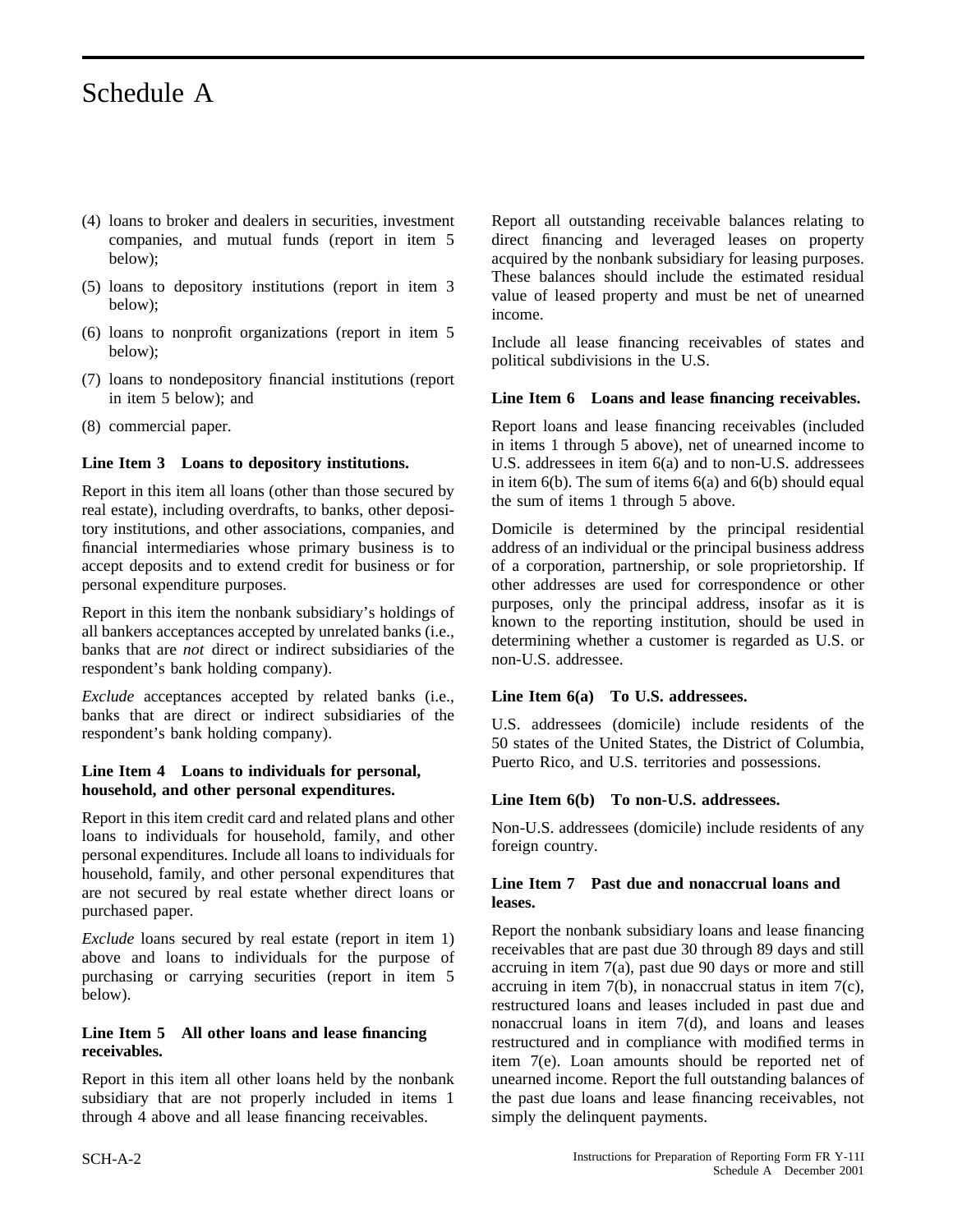# Schedule A

(4) loans to broker and dealers in securities, investment companies, and mutual funds (report in item 5 below);

(5) loans to depository institutions (report in item 3 below);

(6) loans to nonprofit organizations (report in item 5 below);

(7) loans to nondepository financial institutions (report in item 5 below); and

(8) commercial paper.

**Line Item 3 Loans to depository institutions.**

Report in this item all loans (other than those secured by real estate), including overdrafts, to banks, other depository institutions, and other associations, companies, and financial intermediaries whose primary business is to accept deposits and to extend credit for business or for personal expenditure purposes.

Report in this item the nonbank subsidiary's holdings of all bankers acceptances accepted by unrelated banks (i.e., banks that are *not* direct or indirect subsidiaries of the respondent's bank holding company).

*Exclude* acceptances accepted by related banks (i.e., banks that are direct or indirect subsidiaries of the respondent's bank holding company).

**Line Item 4 Loans to individuals for personal, household, and other personal expenditures.**

Report in this item credit card and related plans and other loans to individuals for household, family, and other personal expenditures. Include all loans to individuals for household, family, and other personal expenditures that are not secured by real estate whether direct loans or purchased paper.

*Exclude* loans secured by real estate (report in item 1) above and loans to individuals for the purpose of purchasing or carrying securities (report in item 5 below).

**Line Item 5 All other loans and lease financing receivables.**

Report in this item all other loans held by the nonbank subsidiary that are not properly included in items 1 through 4 above and all lease financing receivables.

Report all outstanding receivable balances relating to direct financing and leveraged leases on property acquired by the nonbank subsidiary for leasing purposes. These balances should include the estimated residual value of leased property and must be net of unearned income.

Include all lease financing receivables of states and political subdivisions in the U.S.

**Line Item 6 Loans and lease financing receivables.**

Report loans and lease financing receivables (included in items 1 through 5 above), net of unearned income to U.S. addressees in item 6(a) and to non-U.S. addressees in item 6(b). The sum of items 6(a) and 6(b) should equal the sum of items 1 through 5 above.

Domicile is determined by the principal residential address of an individual or the principal business address of a corporation, partnership, or sole proprietorship. If other addresses are used for correspondence or other purposes, only the principal address, insofar as it is known to the reporting institution, should be used in determining whether a customer is regarded as U.S. or non-U.S. addressee.

**Line Item 6(a) To U.S. addressees.**

U.S. addressees (domicile) include residents of the 50 states of the United States, the District of Columbia, Puerto Rico, and U.S. territories and possessions.

**Line Item 6(b) To non-U.S. addressees.**

Non-U.S. addressees (domicile) include residents of any foreign country.

**Line Item 7 Past due and nonaccrual loans and leases.**

Report the nonbank subsidiary loans and lease financing receivables that are past due 30 through 89 days and still accruing in item 7(a), past due 90 days or more and still accruing in item 7(b), in nonaccrual status in item 7(c), restructured loans and leases included in past due and nonaccrual loans in item 7(d), and loans and leases restructured and in compliance with modified terms in item 7(e). Loan amounts should be reported net of unearned income. Report the full outstanding balances of the past due loans and lease financing receivables, not simply the delinquent payments.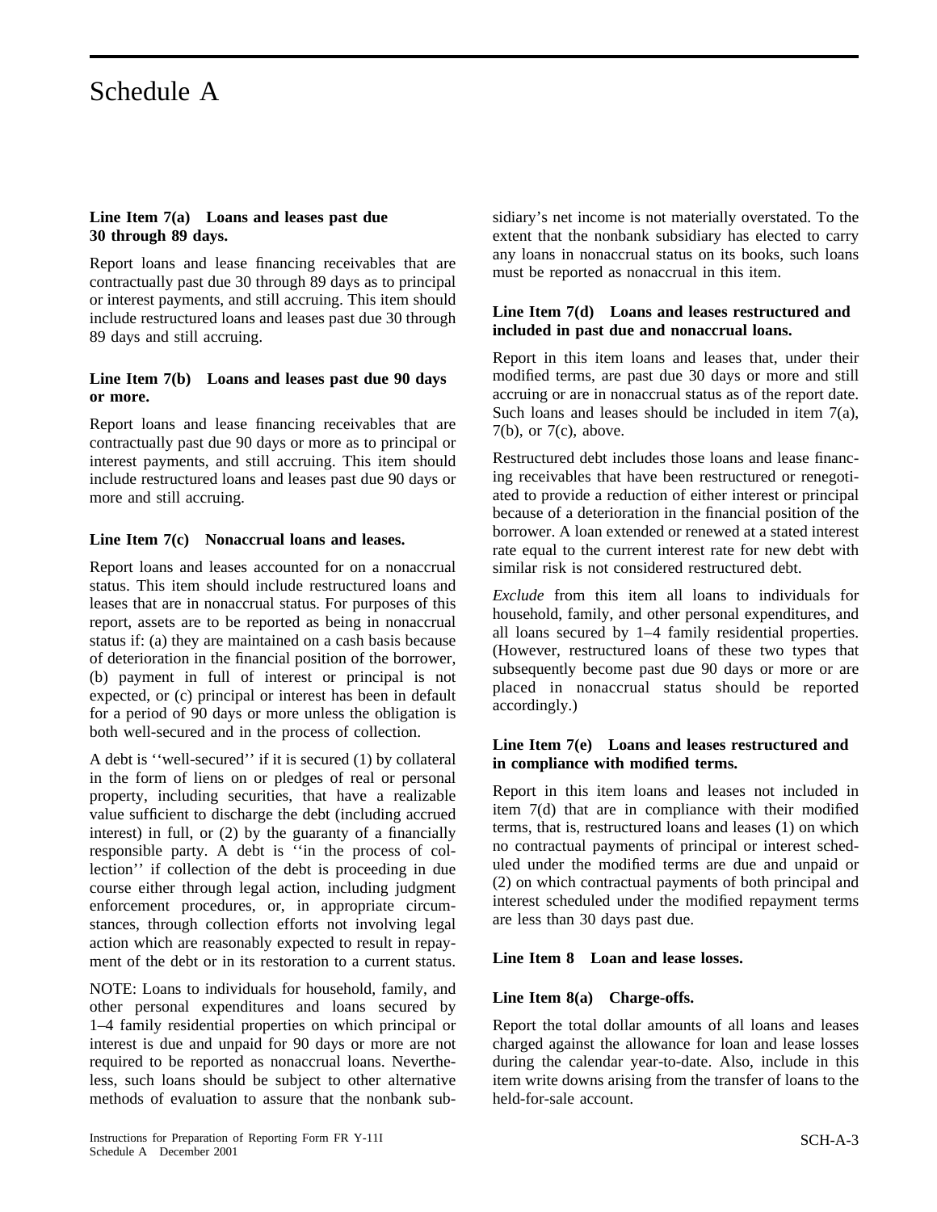# Schedule A

### Line Item 7(a) Loans and leases past due 30 through 89 days.

Report loans and lease financing receivables that are contractually past due 30 through 89 days as to principal or interest payments, and still accruing. This item should include restructured loans and leases past due 30 through 89 days and still accruing.

### Line Item 7(b) Loans and leases past due 90 days or more.

Report loans and lease financing receivables that are contractually past due 90 days or more as to principal or interest payments, and still accruing. This item should include restructured loans and leases past due 90 days or more and still accruing.

### Line Item 7(c) Nonaccrual loans and leases.

Report loans and leases accounted for on a nonaccrual status. This item should include restructured loans and leases that are in nonaccrual status. For purposes of this report, assets are to be reported as being in nonaccrual status if: (a) they are maintained on a cash basis because of deterioration in the financial position of the borrower, (b) payment in full of interest or principal is not expected, or (c) principal or interest has been in default for a period of 90 days or more unless the obligation is both well-secured and in the process of collection.

A debt is ''well-secured'' if it is secured (1) by collateral in the form of liens on or pledges of real or personal property, including securities, that have a realizable value sufficient to discharge the debt (including accrued interest) in full, or (2) by the guaranty of a financially responsible party. A debt is ''in the process of collection'' if collection of the debt is proceeding in due course either through legal action, including judgment enforcement procedures, or, in appropriate circumstances, through collection efforts not involving legal action which are reasonably expected to result in repayment of the debt or in its restoration to a current status.

NOTE: Loans to individuals for household, family, and other personal expenditures and loans secured by 1–4 family residential properties on which principal or interest is due and unpaid for 90 days or more are not required to be reported as nonaccrual loans. Nevertheless, such loans should be subject to other alternative methods of evaluation to assure that the nonbank subsidiary's net income is not materially overstated. To the extent that the nonbank subsidiary has elected to carry any loans in nonaccrual status on its books, such loans must be reported as nonaccrual in this item.

### Line Item 7(d) Loans and leases restructured and included in past due and nonaccrual loans.

Report in this item loans and leases that, under their modified terms, are past due 30 days or more and still accruing or are in nonaccrual status as of the report date. Such loans and leases should be included in item 7(a), 7(b), or 7(c), above.

Restructured debt includes those loans and lease financing receivables that have been restructured or renegotiated to provide a reduction of either interest or principal because of a deterioration in the financial position of the borrower. A loan extended or renewed at a stated interest rate equal to the current interest rate for new debt with similar risk is not considered restructured debt.

*Exclude* from this item all loans to individuals for household, family, and other personal expenditures, and all loans secured by 1–4 family residential properties. (However, restructured loans of these two types that subsequently become past due 90 days or more or are placed in nonaccrual status should be reported accordingly.)

### Line Item 7(e) Loans and leases restructured and in compliance with modified terms.

Report in this item loans and leases not included in item 7(d) that are in compliance with their modified terms, that is, restructured loans and leases (1) on which no contractual payments of principal or interest scheduled under the modified terms are due and unpaid or (2) on which contractual payments of both principal and interest scheduled under the modified repayment terms are less than 30 days past due.

### Line Item 8 Loan and lease losses.

### Line Item 8(a) Charge-offs.

Report the total dollar amounts of all loans and leases charged against the allowance for loan and lease losses during the calendar year-to-date. Also, include in this item write downs arising from the transfer of loans to the held-for-sale account.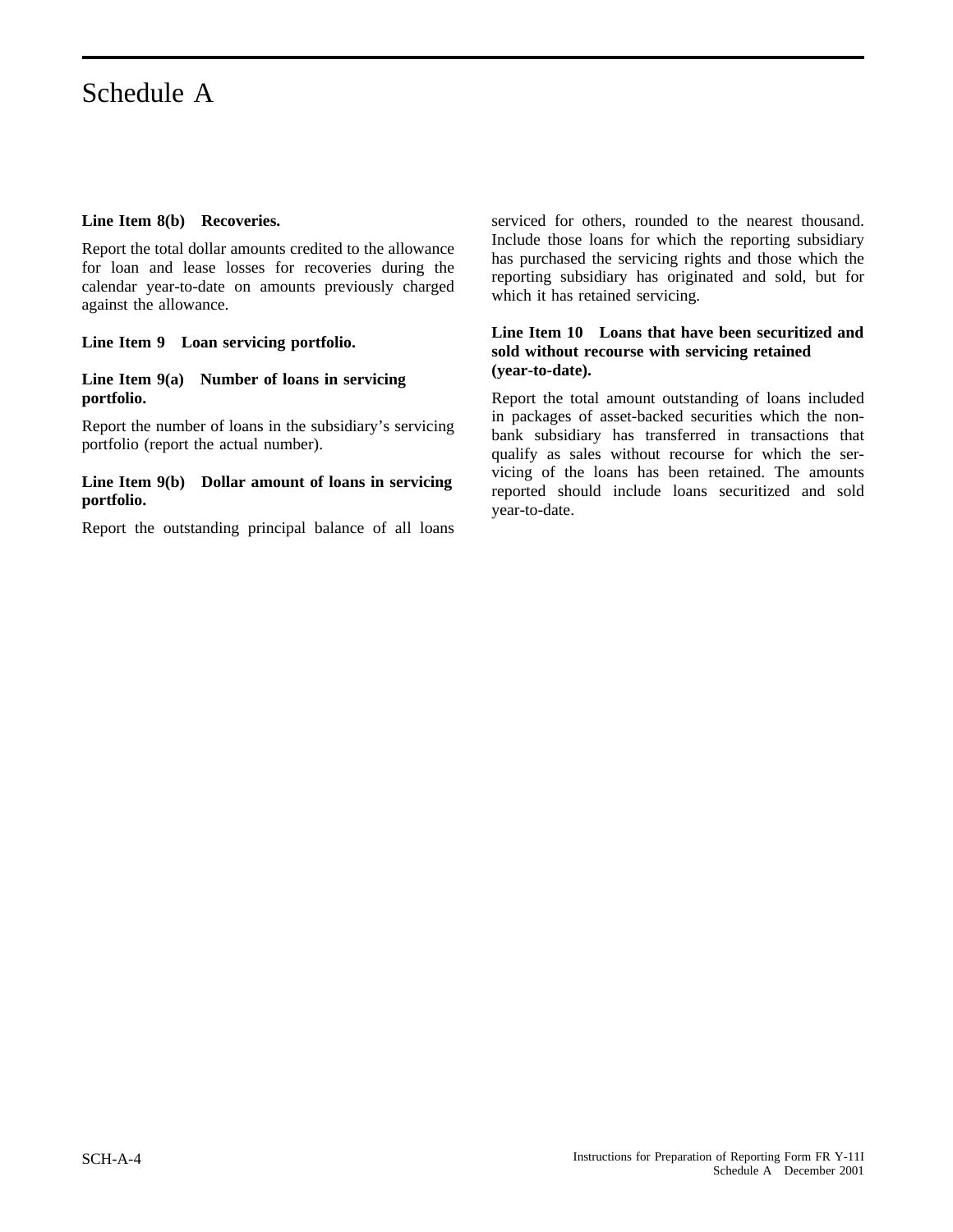# Schedule A

**Line Item 8(b) Recoveries.**

Report the total dollar amounts credited to the allowance for loan and lease losses for recoveries during the calendar year-to-date on amounts previously charged against the allowance.

**Line Item 9 Loan servicing portfolio.**

**Line Item 9(a) Number of loans in servicing portfolio.**

Report the number of loans in the subsidiary's servicing portfolio (report the actual number).

**Line Item 9(b) Dollar amount of loans in servicing portfolio.**

Report the outstanding principal balance of all loans serviced for others, rounded to the nearest thousand. Include those loans for which the reporting subsidiary has purchased the servicing rights and those which the reporting subsidiary has originated and sold, but for which it has retained servicing.

**Line Item 10 Loans that have been securitized and sold without recourse with servicing retained (year-to-date).**

Report the total amount outstanding of loans included in packages of asset-backed securities which the nonbank subsidiary has transferred in transactions that qualify as sales without recourse for which the servicing of the loans has been retained. The amounts reported should include loans securitized and sold year-to-date.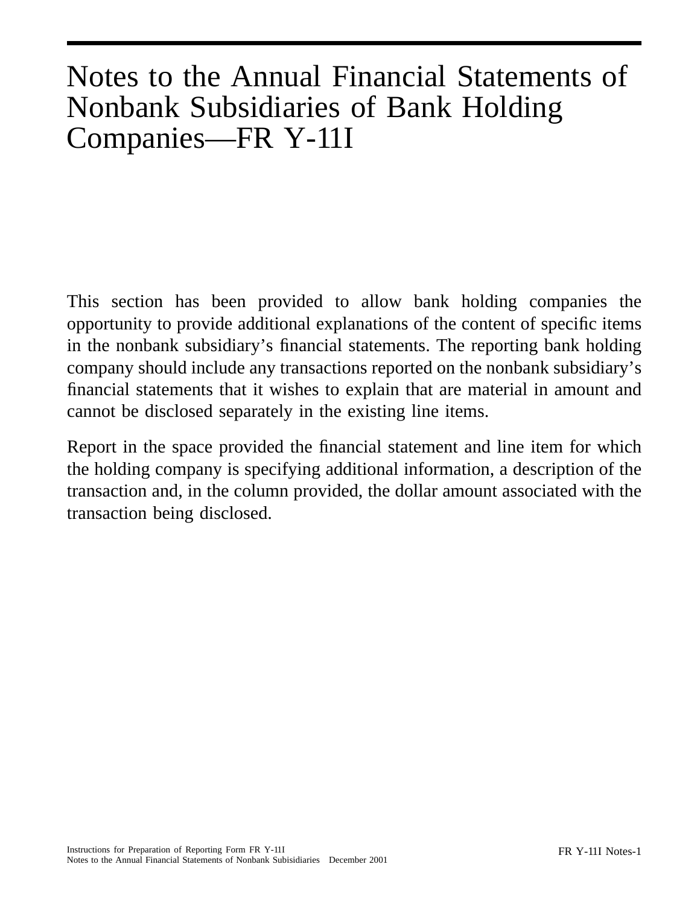# Notes to the Annual Financial Statements of Nonbank Subsidiaries of Bank Holding Companies—FR Y-11I

This section has been provided to allow bank holding companies the opportunity to provide additional explanations of the content of specific items in the nonbank subsidiary's financial statements. The reporting bank holding company should include any transactions reported on the nonbank subsidiary's financial statements that it wishes to explain that are material in amount and cannot be disclosed separately in the existing line items.

Report in the space provided the financial statement and line item for which the holding company is specifying additional information, a description of the transaction and, in the column provided, the dollar amount associated with the transaction being disclosed.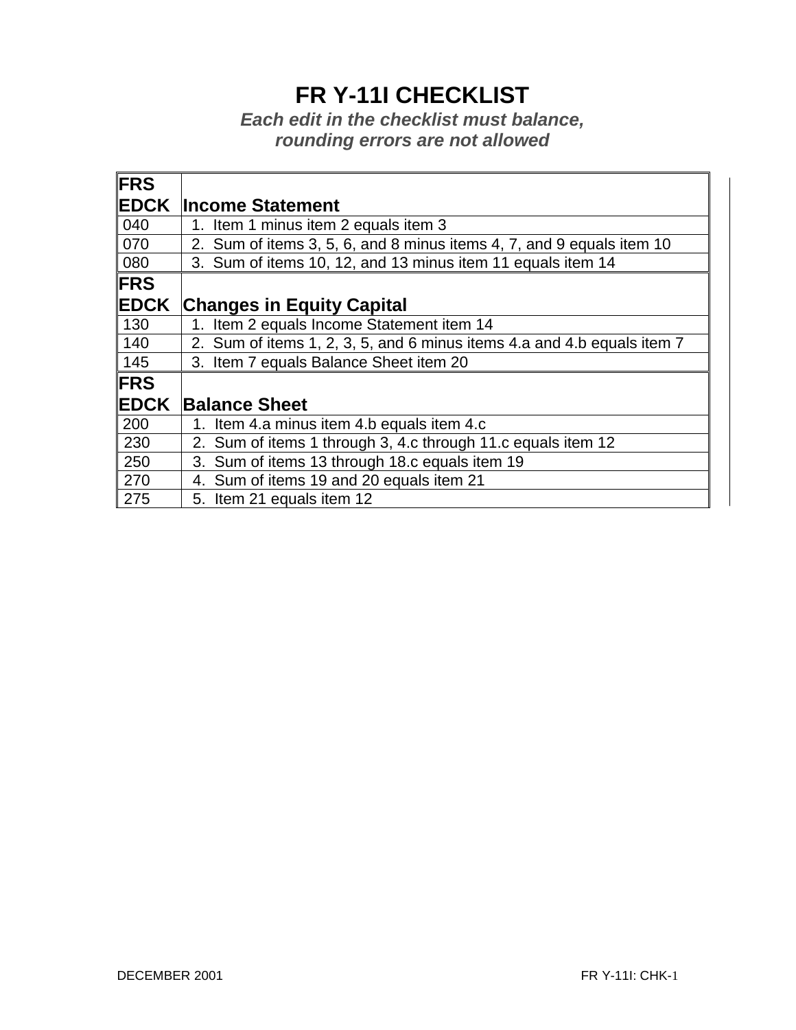# FR Y-11I CHECKLIST

***Each edit in the checklist must balance, rounding errors are not allowed***

| FRS EDCK | Income Statement |
|---|---|
| 040 | 1. Item 1 minus item 2 equals item 3 |
| 070 | 2. Sum of items 3, 5, 6, and 8 minus items 4, 7, and 9 equals item 10 |
| 080 | 3. Sum of items 10, 12, and 13 minus item 11 equals item 14 |
| **FRS EDCK** | **Changes in Equity Capital** |
| 130 | 1. Item 2 equals Income Statement item 14 |
| 140 | 2. Sum of items 1, 2, 3, 5, and 6 minus items 4.a and 4.b equals item 7 |
| 145 | 3. Item 7 equals Balance Sheet item 20 |
| **FRS EDCK** | **Balance Sheet** |
| 200 | 1. Item 4.a minus item 4.b equals item 4.c |
| 230 | 2. Sum of items 1 through 3, 4.c through 11.c equals item 12 |
| 250 | 3. Sum of items 13 through 18.c equals item 19 |
| 270 | 4. Sum of items 19 and 20 equals item 21 |
| 275 | 5. Item 21 equals item 12 |